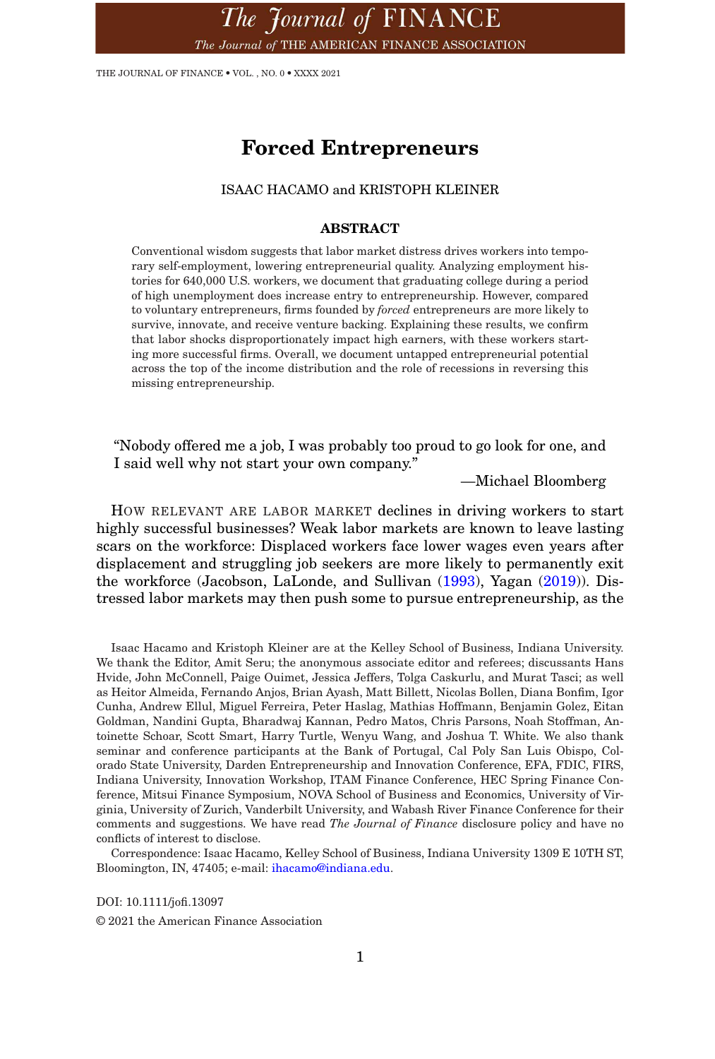# Forced Entrepreneurs

ISAAC HACAMO and KRISTOPH KLEINER

## ABSTRACT

Conventional wisdom suggests that labor market distress drives workers into temporary self-employment, lowering entrepreneurial quality. Analyzing employment histories for 640,000 U.S. workers, we document that graduating college during a period of high unemployment does increase entry to entrepreneurship. However, compared to voluntary entrepreneurs, firms founded by *forced* entrepreneurs are more likely to survive, innovate, and receive venture backing. Explaining these results, we confirm that labor shocks disproportionately impact high earners, with these workers starting more successful firms. Overall, we document untapped entrepreneurial potential across the top of the income distribution and the role of recessions in reversing this missing entrepreneurship.

> "Nobody offered me a job, I was probably too proud to go look for one, and I said well why not start your own company."
>
> —Michael Bloomberg

HOW RELEVANT ARE LABOR MARKET declines in driving workers to start highly successful businesses? Weak labor markets are known to leave lasting scars on the workforce: Displaced workers face lower wages even years after displacement and struggling job seekers are more likely to permanently exit the workforce (Jacobson, LaLonde, and Sullivan (1993), Yagan (2019)). Distressed labor markets may then push some to pursue entrepreneurship, as the

---

Isaac Hacamo and Kristoph Kleiner are at the Kelley School of Business, Indiana University. We thank the Editor, Amit Seru; the anonymous associate editor and referees; discussants Hans Hvide, John McConnell, Paige Ouimet, Jessica Jeffers, Tolga Caskurlu, and Murat Tasci; as well as Heitor Almeida, Fernando Anjos, Brian Ayash, Matt Billett, Nicolas Bollen, Diana Bonfim, Igor Cunha, Andrew Ellul, Miguel Ferreira, Peter Haslag, Mathias Hoffmann, Benjamin Golez, Eitan Goldman, Nandini Gupta, Bharadwaj Kannan, Pedro Matos, Chris Parsons, Noah Stoffman, Antoinette Schoar, Scott Smart, Harry Turtle, Wenyu Wang, and Joshua T. White. We also thank seminar and conference participants at the Bank of Portugal, Cal Poly San Luis Obispo, Colorado State University, Darden Entrepreneurship and Innovation Conference, EFA, FDIC, FIRS, Indiana University, Innovation Workshop, ITAM Finance Conference, HEC Spring Finance Conference, Mitsui Finance Symposium, NOVA School of Business and Economics, University of Virginia, University of Zurich, Vanderbilt University, and Wabash River Finance Conference for their comments and suggestions. We have read *The Journal of Finance* disclosure policy and have no conflicts of interest to disclose.

Correspondence: Isaac Hacamo, Kelley School of Business, Indiana University 1309 E 10TH ST, Bloomington, IN, 47405; e-mail: ihacamo@indiana.edu.

DOI: 10.1111/jofi.13097

© 2021 the American Finance Association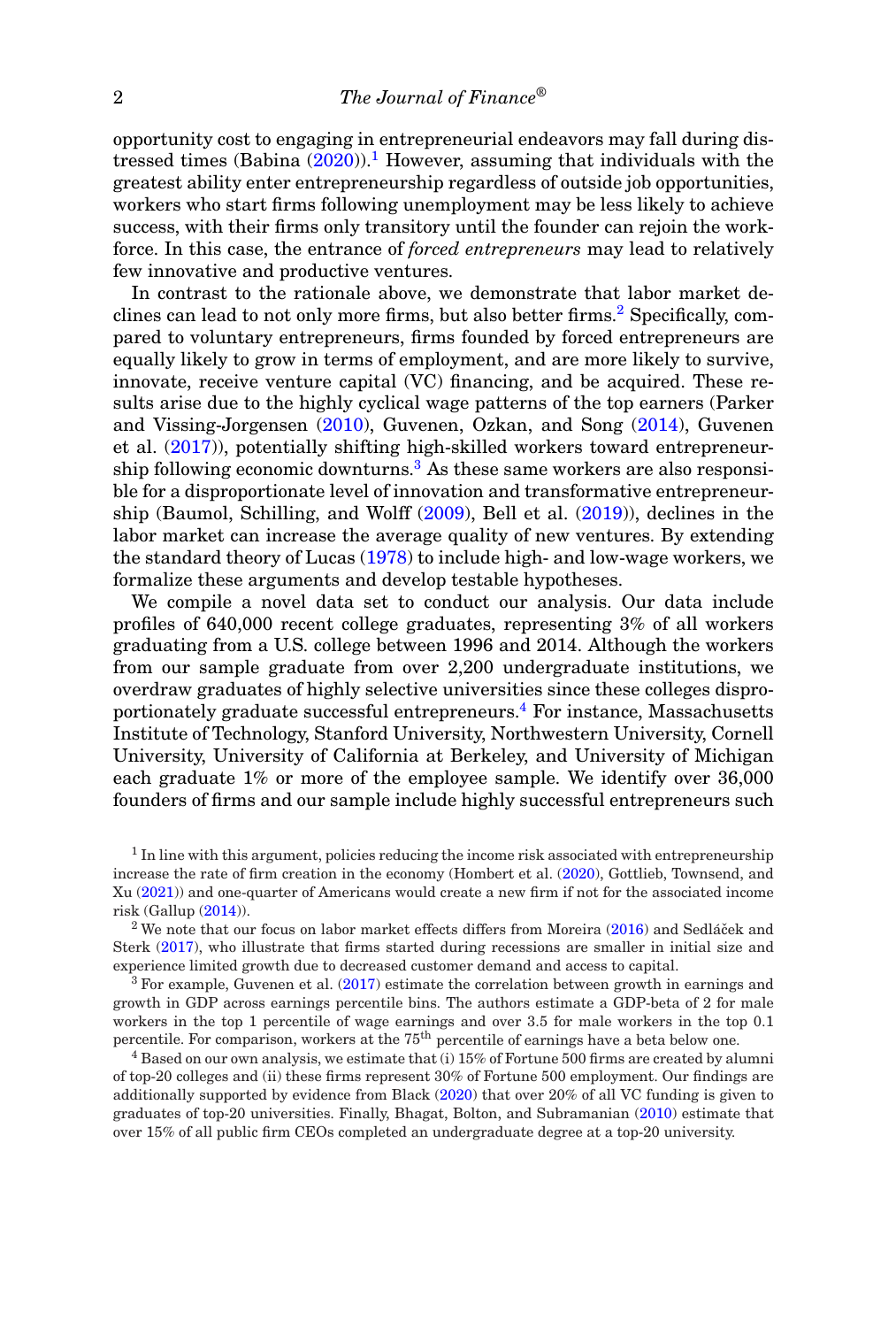opportunity cost to engaging in entrepreneurial endeavors may fall during distressed times (Babina (2020)).[1] However, assuming that individuals with the greatest ability enter entrepreneurship regardless of outside job opportunities, workers who start firms following unemployment may be less likely to achieve success, with their firms only transitory until the founder can rejoin the workforce. In this case, the entrance of *forced entrepreneurs* may lead to relatively few innovative and productive ventures.

In contrast to the rationale above, we demonstrate that labor market declines can lead to not only more firms, but also better firms.[2] Specifically, compared to voluntary entrepreneurs, firms founded by forced entrepreneurs are equally likely to grow in terms of employment, and are more likely to survive, innovate, receive venture capital (VC) financing, and be acquired. These results arise due to the highly cyclical wage patterns of the top earners (Parker and Vissing-Jorgensen (2010), Guvenen, Ozkan, and Song (2014), Guvenen et al. (2017)), potentially shifting high-skilled workers toward entrepreneurship following economic downturns.[3] As these same workers are also responsible for a disproportionate level of innovation and transformative entrepreneurship (Baumol, Schilling, and Wolff (2009), Bell et al. (2019)), declines in the labor market can increase the average quality of new ventures. By extending the standard theory of Lucas (1978) to include high- and low-wage workers, we formalize these arguments and develop testable hypotheses.

We compile a novel data set to conduct our analysis. Our data include profiles of 640,000 recent college graduates, representing 3% of all workers graduating from a U.S. college between 1996 and 2014. Although the workers from our sample graduate from over 2,200 undergraduate institutions, we overdraw graduates of highly selective universities since these colleges disproportionately graduate successful entrepreneurs.[4] For instance, Massachusetts Institute of Technology, Stanford University, Northwestern University, Cornell University, University of California at Berkeley, and University of Michigan each graduate 1% or more of the employee sample. We identify over 36,000 founders of firms and our sample include highly successful entrepreneurs such

[1] In line with this argument, policies reducing the income risk associated with entrepreneurship increase the rate of firm creation in the economy (Hombert et al. (2020), Gottlieb, Townsend, and Xu (2021)) and one-quarter of Americans would create a new firm if not for the associated income risk (Gallup (2014)).

[2] We note that our focus on labor market effects differs from Moreira (2016) and Sedláček and Sterk (2017), who illustrate that firms started during recessions are smaller in initial size and experience limited growth due to decreased customer demand and access to capital.

[3] For example, Guvenen et al. (2017) estimate the correlation between growth in earnings and growth in GDP across earnings percentile bins. The authors estimate a GDP-beta of 2 for male workers in the top 1 percentile of wage earnings and over 3.5 for male workers in the top 0.1 percentile. For comparison, workers at the 75$^{\text{th}}$ percentile of earnings have a beta below one.

[4] Based on our own analysis, we estimate that (i) 15% of Fortune 500 firms are created by alumni of top-20 colleges and (ii) these firms represent 30% of Fortune 500 employment. Our findings are additionally supported by evidence from Black (2020) that over 20% of all VC funding is given to graduates of top-20 universities. Finally, Bhagat, Bolton, and Subramanian (2010) estimate that over 15% of all public firm CEOs completed an undergraduate degree at a top-20 university.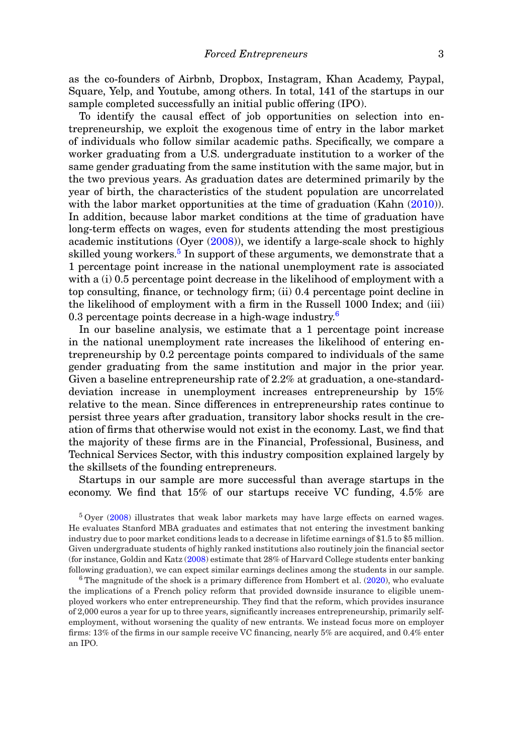as the co-founders of Airbnb, Dropbox, Instagram, Khan Academy, Paypal, Square, Yelp, and Youtube, among others. In total, 141 of the startups in our sample completed successfully an initial public offering (IPO).

To identify the causal effect of job opportunities on selection into entrepreneurship, we exploit the exogenous time of entry in the labor market of individuals who follow similar academic paths. Specifically, we compare a worker graduating from a U.S. undergraduate institution to a worker of the same gender graduating from the same institution with the same major, but in the two previous years. As graduation dates are determined primarily by the year of birth, the characteristics of the student population are uncorrelated with the labor market opportunities at the time of graduation (Kahn (2010)). In addition, because labor market conditions at the time of graduation have long-term effects on wages, even for students attending the most prestigious academic institutions (Oyer (2008)), we identify a large-scale shock to highly skilled young workers.[5] In support of these arguments, we demonstrate that a 1 percentage point increase in the national unemployment rate is associated with a (i) 0.5 percentage point decrease in the likelihood of employment with a top consulting, finance, or technology firm; (ii) 0.4 percentage point decline in the likelihood of employment with a firm in the Russell 1000 Index; and (iii) 0.3 percentage points decrease in a high-wage industry.[6]

In our baseline analysis, we estimate that a 1 percentage point increase in the national unemployment rate increases the likelihood of entering entrepreneurship by 0.2 percentage points compared to individuals of the same gender graduating from the same institution and major in the prior year. Given a baseline entrepreneurship rate of 2.2% at graduation, a one-standard-deviation increase in unemployment increases entrepreneurship by 15% relative to the mean. Since differences in entrepreneurship rates continue to persist three years after graduation, transitory labor shocks result in the creation of firms that otherwise would not exist in the economy. Last, we find that the majority of these firms are in the Financial, Professional, Business, and Technical Services Sector, with this industry composition explained largely by the skillsets of the founding entrepreneurs.

Startups in our sample are more successful than average startups in the economy. We find that 15% of our startups receive VC funding, 4.5% are

[5] Oyer (2008) illustrates that weak labor markets may have large effects on earned wages. He evaluates Stanford MBA graduates and estimates that not entering the investment banking industry due to poor market conditions leads to a decrease in lifetime earnings of \$1.5 to \$5 million. Given undergraduate students of highly ranked institutions also routinely join the financial sector (for instance, Goldin and Katz (2008) estimate that 28% of Harvard College students enter banking following graduation), we can expect similar earnings declines among the students in our sample.

[6] The magnitude of the shock is a primary difference from Hombert et al. (2020), who evaluate the implications of a French policy reform that provided downside insurance to eligible unemployed workers who enter entrepreneurship. They find that the reform, which provides insurance of 2,000 euros a year for up to three years, significantly increases entrepreneurship, primarily self-employment, without worsening the quality of new entrants. We instead focus more on employer firms: 13% of the firms in our sample receive VC financing, nearly 5% are acquired, and 0.4% enter an IPO.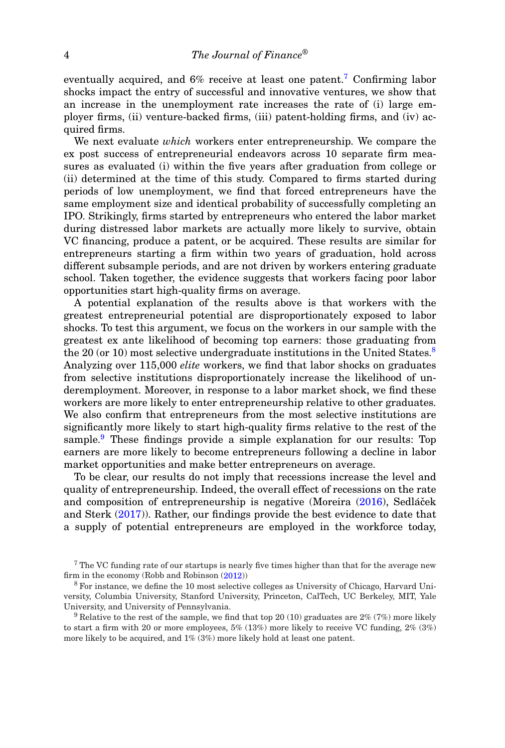eventually acquired, and 6% receive at least one patent.[7] Confirming labor shocks impact the entry of successful and innovative ventures, we show that an increase in the unemployment rate increases the rate of (i) large employer firms, (ii) venture-backed firms, (iii) patent-holding firms, and (iv) acquired firms.

We next evaluate *which* workers enter entrepreneurship. We compare the ex post success of entrepreneurial endeavors across 10 separate firm measures as evaluated (i) within the five years after graduation from college or (ii) determined at the time of this study. Compared to firms started during periods of low unemployment, we find that forced entrepreneurs have the same employment size and identical probability of successfully completing an IPO. Strikingly, firms started by entrepreneurs who entered the labor market during distressed labor markets are actually more likely to survive, obtain VC financing, produce a patent, or be acquired. These results are similar for entrepreneurs starting a firm within two years of graduation, hold across different subsample periods, and are not driven by workers entering graduate school. Taken together, the evidence suggests that workers facing poor labor opportunities start high-quality firms on average.

A potential explanation of the results above is that workers with the greatest entrepreneurial potential are disproportionately exposed to labor shocks. To test this argument, we focus on the workers in our sample with the greatest ex ante likelihood of becoming top earners: those graduating from the 20 (or 10) most selective undergraduate institutions in the United States.[8] Analyzing over 115,000 *elite* workers, we find that labor shocks on graduates from selective institutions disproportionately increase the likelihood of underemployment. Moreover, in response to a labor market shock, we find these workers are more likely to enter entrepreneurship relative to other graduates. We also confirm that entrepreneurs from the most selective institutions are significantly more likely to start high-quality firms relative to the rest of the sample.[9] These findings provide a simple explanation for our results: Top earners are more likely to become entrepreneurs following a decline in labor market opportunities and make better entrepreneurs on average.

To be clear, our results do not imply that recessions increase the level and quality of entrepreneurship. Indeed, the overall effect of recessions on the rate and composition of entrepreneurship is negative (Moreira (2016), Sedláček and Sterk (2017)). Rather, our findings provide the best evidence to date that a supply of potential entrepreneurs are employed in the workforce today,

[7] The VC funding rate of our startups is nearly five times higher than that for the average new firm in the economy (Robb and Robinson (2012))

[8] For instance, we define the 10 most selective colleges as University of Chicago, Harvard University, Columbia University, Stanford University, Princeton, CalTech, UC Berkeley, MIT, Yale University, and University of Pennsylvania.

[9] Relative to the rest of the sample, we find that top 20 (10) graduates are 2% (7%) more likely to start a firm with 20 or more employees, 5% (13%) more likely to receive VC funding, 2% (3%) more likely to be acquired, and 1% (3%) more likely hold at least one patent.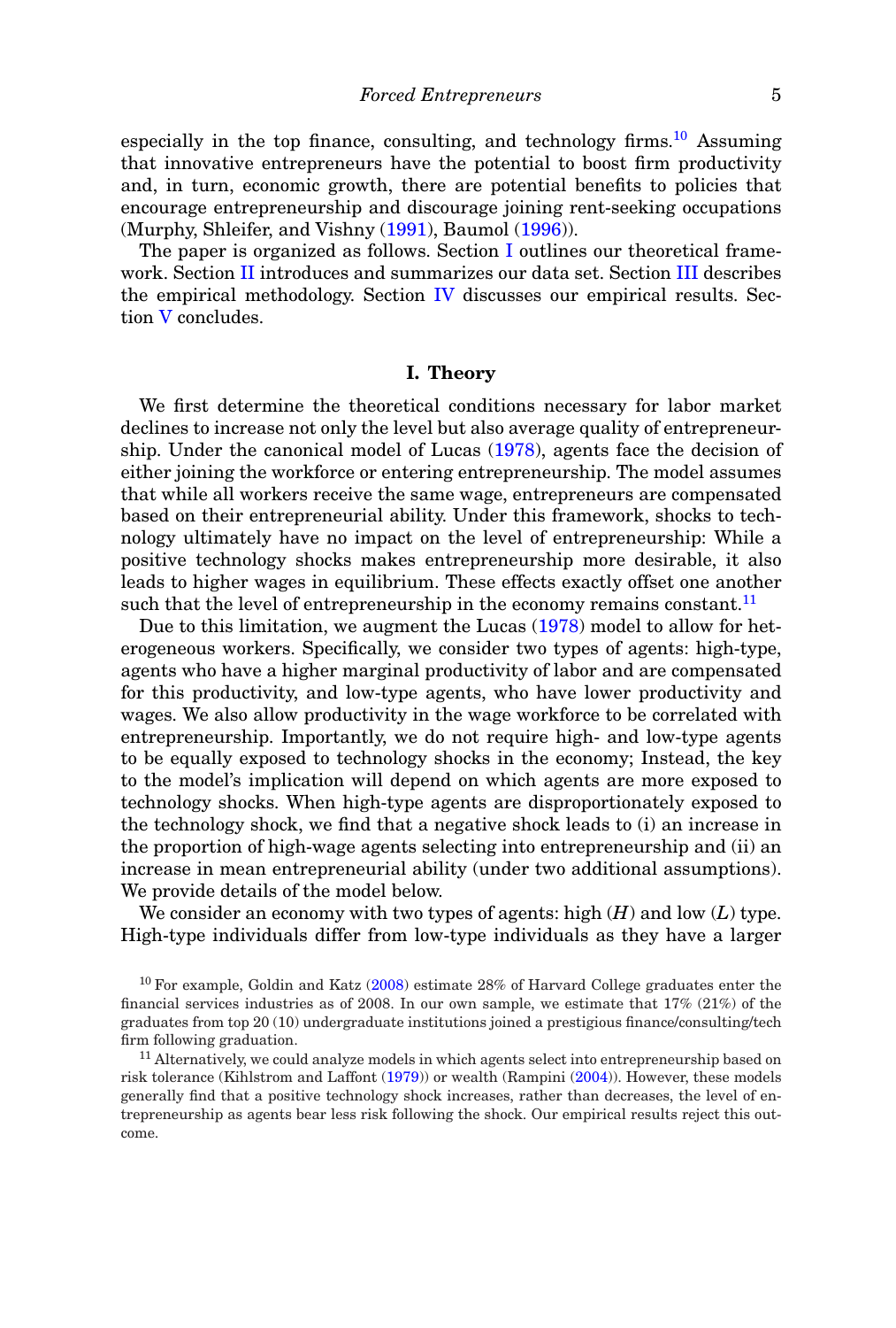especially in the top finance, consulting, and technology firms.[10] Assuming that innovative entrepreneurs have the potential to boost firm productivity and, in turn, economic growth, there are potential benefits to policies that encourage entrepreneurship and discourage joining rent-seeking occupations (Murphy, Shleifer, and Vishny (1991), Baumol (1996)).

The paper is organized as follows. Section I outlines our theoretical framework. Section II introduces and summarizes our data set. Section III describes the empirical methodology. Section IV discusses our empirical results. Section V concludes.

## I. Theory

We first determine the theoretical conditions necessary for labor market declines to increase not only the level but also average quality of entrepreneurship. Under the canonical model of Lucas (1978), agents face the decision of either joining the workforce or entering entrepreneurship. The model assumes that while all workers receive the same wage, entrepreneurs are compensated based on their entrepreneurial ability. Under this framework, shocks to technology ultimately have no impact on the level of entrepreneurship: While a positive technology shocks makes entrepreneurship more desirable, it also leads to higher wages in equilibrium. These effects exactly offset one another such that the level of entrepreneurship in the economy remains constant.[11]

Due to this limitation, we augment the Lucas (1978) model to allow for heterogeneous workers. Specifically, we consider two types of agents: high-type, agents who have a higher marginal productivity of labor and are compensated for this productivity, and low-type agents, who have lower productivity and wages. We also allow productivity in the wage workforce to be correlated with entrepreneurship. Importantly, we do not require high- and low-type agents to be equally exposed to technology shocks in the economy; Instead, the key to the model's implication will depend on which agents are more exposed to technology shocks. When high-type agents are disproportionately exposed to the technology shock, we find that a negative shock leads to (i) an increase in the proportion of high-wage agents selecting into entrepreneurship and (ii) an increase in mean entrepreneurial ability (under two additional assumptions). We provide details of the model below.

We consider an economy with two types of agents: high ($H$) and low ($L$) type. High-type individuals differ from low-type individuals as they have a larger

[10] For example, Goldin and Katz (2008) estimate 28% of Harvard College graduates enter the financial services industries as of 2008. In our own sample, we estimate that 17% (21%) of the graduates from top 20 (10) undergraduate institutions joined a prestigious finance/consulting/tech firm following graduation.

[11] Alternatively, we could analyze models in which agents select into entrepreneurship based on risk tolerance (Kihlstrom and Laffont (1979)) or wealth (Rampini (2004)). However, these models generally find that a positive technology shock increases, rather than decreases, the level of entrepreneurship as agents bear less risk following the shock. Our empirical results reject this outcome.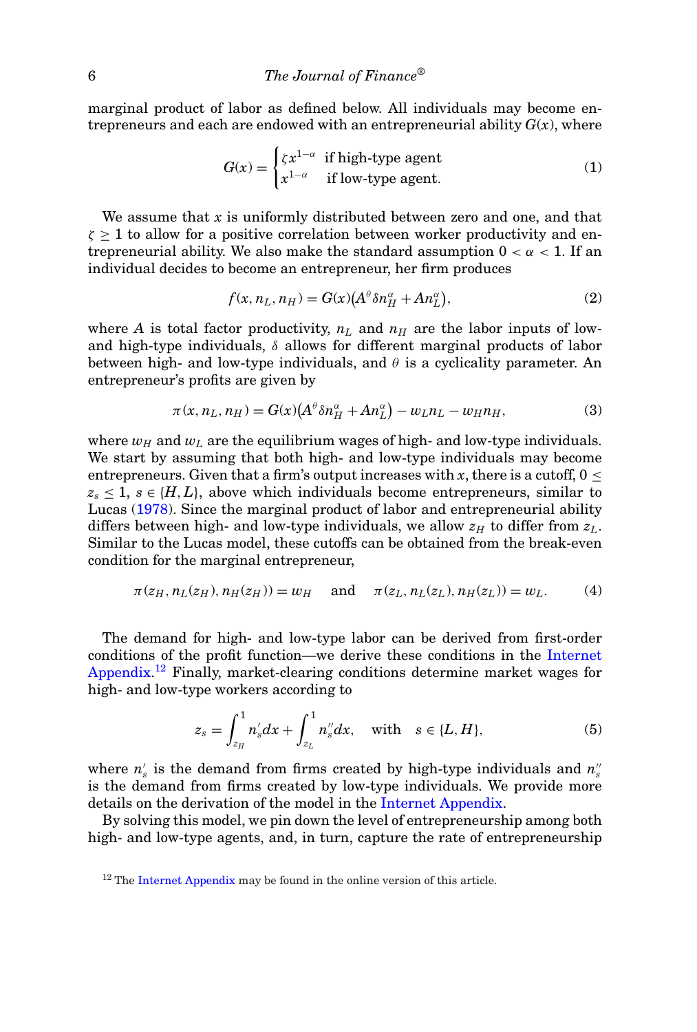marginal product of labor as defined below. All individuals may become entrepreneurs and each are endowed with an entrepreneurial ability $G(x)$, where

$$G(x) = \begin{cases} \zeta x^{1-\alpha} & \text{if high-type agent} \\ x^{1-\alpha} & \text{if low-type agent.} \end{cases} \tag{1}$$

We assume that $x$ is uniformly distributed between zero and one, and that $\zeta \geq 1$ to allow for a positive correlation between worker productivity and entrepreneurial ability. We also make the standard assumption $0 < \alpha < 1$. If an individual decides to become an entrepreneur, her firm produces

$$f(x, n_L, n_H) = G(x)\big(A^{\theta}\delta n_H^{\alpha} + A n_L^{\alpha}\big), \tag{2}$$

where $A$ is total factor productivity, $n_L$ and $n_H$ are the labor inputs of low- and high-type individuals, $\delta$ allows for different marginal products of labor between high- and low-type individuals, and $\theta$ is a cyclicality parameter. An entrepreneur's profits are given by

$$\pi(x, n_L, n_H) = G(x)\big(A^{\theta}\delta n_H^{\alpha} + A n_L^{\alpha}\big) - w_L n_L - w_H n_H, \tag{3}$$

where $w_H$ and $w_L$ are the equilibrium wages of high- and low-type individuals. We start by assuming that both high- and low-type individuals may become entrepreneurs. Given that a firm's output increases with $x$, there is a cutoff, $0 \leq z_s \leq 1$, $s \in \{H, L\}$, above which individuals become entrepreneurs, similar to Lucas (1978). Since the marginal product of labor and entrepreneurial ability differs between high- and low-type individuals, we allow $z_H$ to differ from $z_L$. Similar to the Lucas model, these cutoffs can be obtained from the break-even condition for the marginal entrepreneur,

$$\pi(z_H, n_L(z_H), n_H(z_H)) = w_H \quad \text{and} \quad \pi(z_L, n_L(z_L), n_H(z_L)) = w_L. \tag{4}$$

The demand for high- and low-type labor can be derived from first-order conditions of the profit function—we derive these conditions in the Internet Appendix.[12] Finally, market-clearing conditions determine market wages for high- and low-type workers according to

$$z_s = \int_{z_H}^{1} n_s' dx + \int_{z_L}^{1} n_s'' dx, \quad \text{with} \quad s \in \{L, H\}, \tag{5}$$

where $n_s'$ is the demand from firms created by high-type individuals and $n_s''$ is the demand from firms created by low-type individuals. We provide more details on the derivation of the model in the Internet Appendix.

By solving this model, we pin down the level of entrepreneurship among both high- and low-type agents, and, in turn, capture the rate of entrepreneurship

[12] The Internet Appendix may be found in the online version of this article.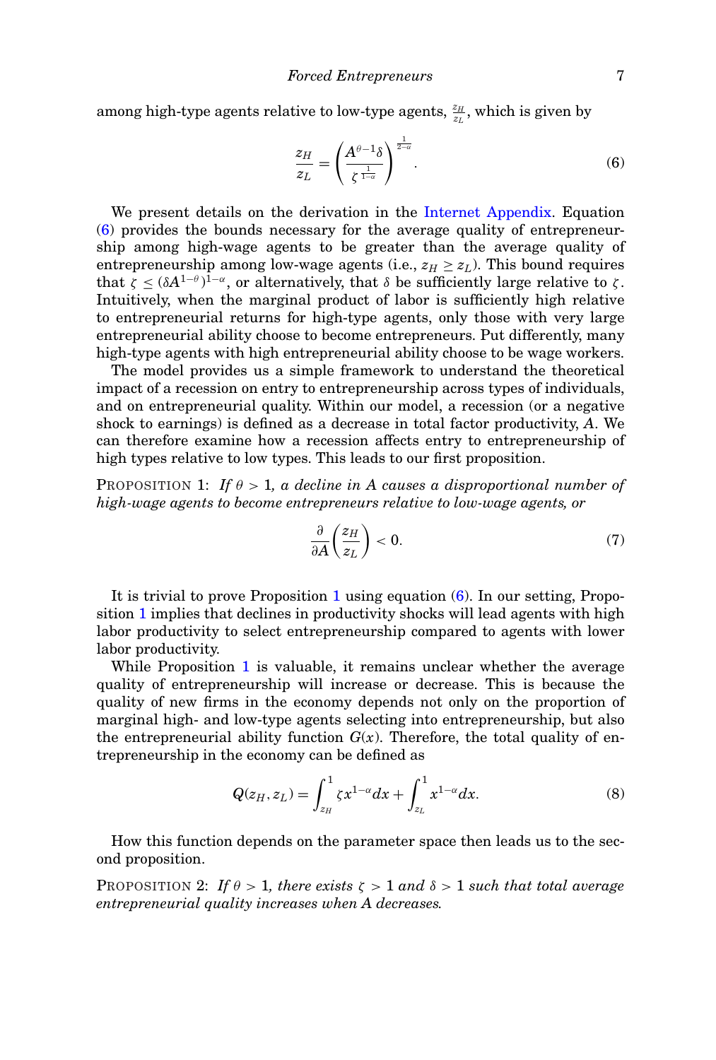among high-type agents relative to low-type agents, $\frac{z_H}{z_L}$, which is given by

$$\frac{z_H}{z_L} = \left( \frac{A^{\theta-1}\delta}{\zeta^{\frac{1}{1-\alpha}}} \right)^{\frac{1}{2-\alpha}}. \tag{6}$$

We present details on the derivation in the Internet Appendix. Equation (6) provides the bounds necessary for the average quality of entrepreneurship among high-wage agents to be greater than the average quality of entrepreneurship among low-wage agents (i.e., $z_H \geq z_L$). This bound requires that $\zeta \leq (\delta A^{1-\theta})^{1-\alpha}$, or alternatively, that $\delta$ be sufficiently large relative to $\zeta$. Intuitively, when the marginal product of labor is sufficiently high relative to entrepreneurial returns for high-type agents, only those with very large entrepreneurial ability choose to become entrepreneurs. Put differently, many high-type agents with high entrepreneurial ability choose to be wage workers.

The model provides us a simple framework to understand the theoretical impact of a recession on entry to entrepreneurship across types of individuals, and on entrepreneurial quality. Within our model, a recession (or a negative shock to earnings) is defined as a decrease in total factor productivity, $A$. We can therefore examine how a recession affects entry to entrepreneurship of high types relative to low types. This leads to our first proposition.

PROPOSITION 1: *If $\theta > 1$, a decline in $A$ causes a disproportional number of high-wage agents to become entrepreneurs relative to low-wage agents, or*

$$\frac{\partial}{\partial A}\left(\frac{z_H}{z_L}\right) < 0. \tag{7}$$

It is trivial to prove Proposition 1 using equation (6). In our setting, Proposition 1 implies that declines in productivity shocks will lead agents with high labor productivity to select entrepreneurship compared to agents with lower labor productivity.

While Proposition 1 is valuable, it remains unclear whether the average quality of entrepreneurship will increase or decrease. This is because the quality of new firms in the economy depends not only on the proportion of marginal high- and low-type agents selecting into entrepreneurship, but also the entrepreneurial ability function $G(x)$. Therefore, the total quality of entrepreneurship in the economy can be defined as

$$Q(z_H, z_L) = \int_{z_H}^{1} \zeta x^{1-\alpha} dx + \int_{z_L}^{1} x^{1-\alpha} dx. \tag{8}$$

How this function depends on the parameter space then leads us to the second proposition.

PROPOSITION 2: *If $\theta > 1$, there exists $\zeta > 1$ and $\delta > 1$ such that total average entrepreneurial quality increases when $A$ decreases.*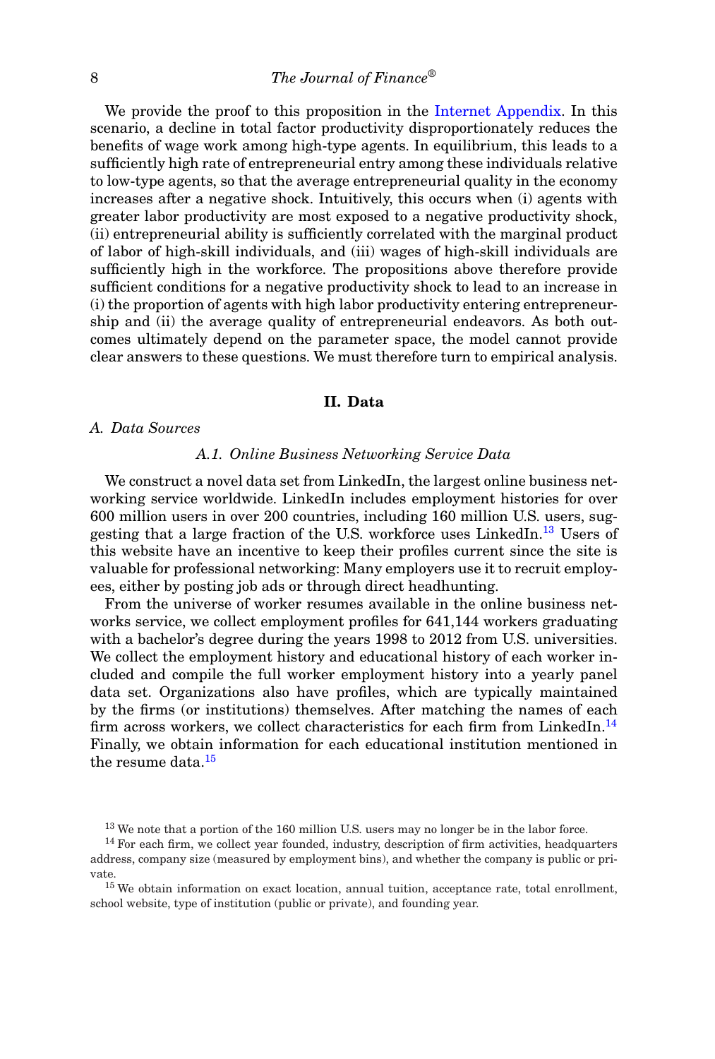We provide the proof to this proposition in the Internet Appendix. In this scenario, a decline in total factor productivity disproportionately reduces the benefits of wage work among high-type agents. In equilibrium, this leads to a sufficiently high rate of entrepreneurial entry among these individuals relative to low-type agents, so that the average entrepreneurial quality in the economy increases after a negative shock. Intuitively, this occurs when (i) agents with greater labor productivity are most exposed to a negative productivity shock, (ii) entrepreneurial ability is sufficiently correlated with the marginal product of labor of high-skill individuals, and (iii) wages of high-skill individuals are sufficiently high in the workforce. The propositions above therefore provide sufficient conditions for a negative productivity shock to lead to an increase in (i) the proportion of agents with high labor productivity entering entrepreneurship and (ii) the average quality of entrepreneurial endeavors. As both outcomes ultimately depend on the parameter space, the model cannot provide clear answers to these questions. We must therefore turn to empirical analysis.

## II. Data

### *A. Data Sources*

#### *A.1. Online Business Networking Service Data*

We construct a novel data set from LinkedIn, the largest online business networking service worldwide. LinkedIn includes employment histories for over 600 million users in over 200 countries, including 160 million U.S. users, suggesting that a large fraction of the U.S. workforce uses LinkedIn.[13] Users of this website have an incentive to keep their profiles current since the site is valuable for professional networking: Many employers use it to recruit employees, either by posting job ads or through direct headhunting.

From the universe of worker resumes available in the online business networks service, we collect employment profiles for 641,144 workers graduating with a bachelor's degree during the years 1998 to 2012 from U.S. universities. We collect the employment history and educational history of each worker included and compile the full worker employment history into a yearly panel data set. Organizations also have profiles, which are typically maintained by the firms (or institutions) themselves. After matching the names of each firm across workers, we collect characteristics for each firm from LinkedIn.[14] Finally, we obtain information for each educational institution mentioned in the resume data.[15]

[13] We note that a portion of the 160 million U.S. users may no longer be in the labor force.

[14] For each firm, we collect year founded, industry, description of firm activities, headquarters address, company size (measured by employment bins), and whether the company is public or private.

[15] We obtain information on exact location, annual tuition, acceptance rate, total enrollment, school website, type of institution (public or private), and founding year.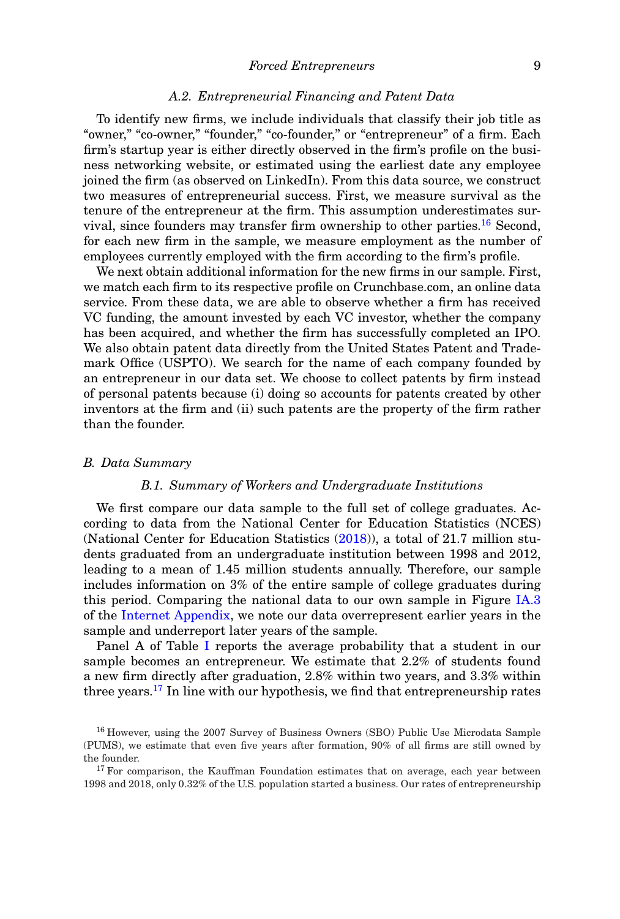### A.2. Entrepreneurial Financing and Patent Data

To identify new firms, we include individuals that classify their job title as "owner," "co-owner," "founder," "co-founder," or "entrepreneur" of a firm. Each firm's startup year is either directly observed in the firm's profile on the business networking website, or estimated using the earliest date any employee joined the firm (as observed on LinkedIn). From this data source, we construct two measures of entrepreneurial success. First, we measure survival as the tenure of the entrepreneur at the firm. This assumption underestimates survival, since founders may transfer firm ownership to other parties.[16] Second, for each new firm in the sample, we measure employment as the number of employees currently employed with the firm according to the firm's profile.

We next obtain additional information for the new firms in our sample. First, we match each firm to its respective profile on Crunchbase.com, an online data service. From these data, we are able to observe whether a firm has received VC funding, the amount invested by each VC investor, whether the company has been acquired, and whether the firm has successfully completed an IPO. We also obtain patent data directly from the United States Patent and Trademark Office (USPTO). We search for the name of each company founded by an entrepreneur in our data set. We choose to collect patents by firm instead of personal patents because (i) doing so accounts for patents created by other inventors at the firm and (ii) such patents are the property of the firm rather than the founder.

## B. Data Summary

### B.1. Summary of Workers and Undergraduate Institutions

We first compare our data sample to the full set of college graduates. According to data from the National Center for Education Statistics (NCES) (National Center for Education Statistics (2018)), a total of 21.7 million students graduated from an undergraduate institution between 1998 and 2012, leading to a mean of 1.45 million students annually. Therefore, our sample includes information on 3% of the entire sample of college graduates during this period. Comparing the national data to our own sample in Figure IA.3 of the Internet Appendix, we note our data overrepresent earlier years in the sample and underreport later years of the sample.

Panel A of Table I reports the average probability that a student in our sample becomes an entrepreneur. We estimate that 2.2% of students found a new firm directly after graduation, 2.8% within two years, and 3.3% within three years.[17] In line with our hypothesis, we find that entrepreneurship rates

[16] However, using the 2007 Survey of Business Owners (SBO) Public Use Microdata Sample (PUMS), we estimate that even five years after formation, 90% of all firms are still owned by the founder.

[17] For comparison, the Kauffman Foundation estimates that on average, each year between 1998 and 2018, only 0.32% of the U.S. population started a business. Our rates of entrepreneurship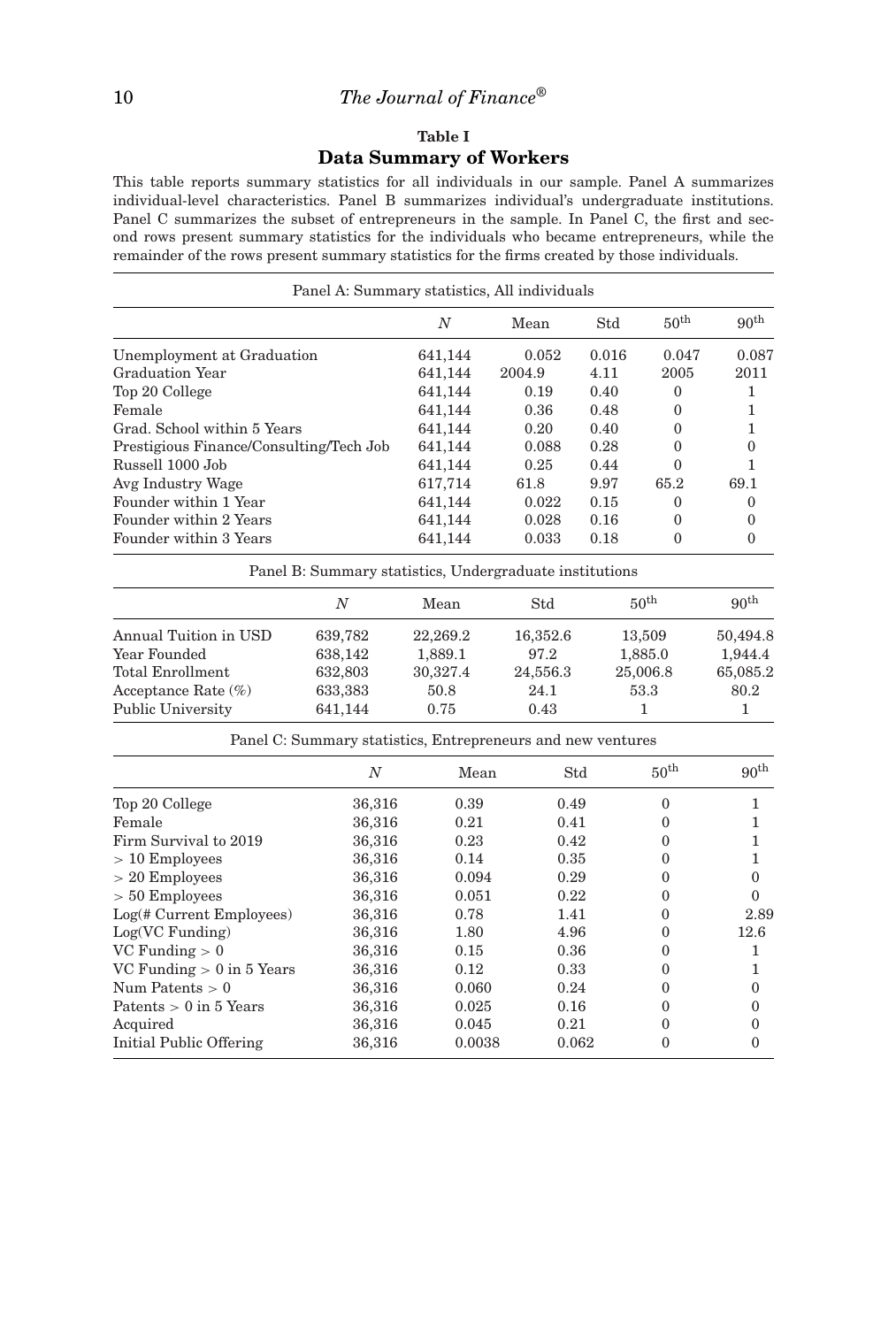**Table I**

**Data Summary of Workers**

This table reports summary statistics for all individuals in our sample. Panel A summarizes individual-level characteristics. Panel B summarizes individual's undergraduate institutions. Panel C summarizes the subset of entrepreneurs in the sample. In Panel C, the first and second rows present summary statistics for the individuals who became entrepreneurs, while the remainder of the rows present summary statistics for the firms created by those individuals.

Panel A: Summary statistics, All individuals

| | $N$ | Mean | Std | $50^{\text{th}}$ | $90^{\text{th}}$ |
|---|---|---|---|---|---|
| Unemployment at Graduation | 641,144 | 0.052 | 0.016 | 0.047 | 0.087 |
| Graduation Year | 641,144 | 2004.9 | 4.11 | 2005 | 2011 |
| Top 20 College | 641,144 | 0.19 | 0.40 | 0 | 1 |
| Female | 641,144 | 0.36 | 0.48 | 0 | 1 |
| Grad. School within 5 Years | 641,144 | 0.20 | 0.40 | 0 | 1 |
| Prestigious Finance/Consulting/Tech Job | 641,144 | 0.088 | 0.28 | 0 | 0 |
| Russell 1000 Job | 641,144 | 0.25 | 0.44 | 0 | 1 |
| Avg Industry Wage | 617,714 | 61.8 | 9.97 | 65.2 | 69.1 |
| Founder within 1 Year | 641,144 | 0.022 | 0.15 | 0 | 0 |
| Founder within 2 Years | 641,144 | 0.028 | 0.16 | 0 | 0 |
| Founder within 3 Years | 641,144 | 0.033 | 0.18 | 0 | 0 |

Panel B: Summary statistics, Undergraduate institutions

| | $N$ | Mean | Std | $50^{\text{th}}$ | $90^{\text{th}}$ |
|---|---|---|---|---|---|
| Annual Tuition in USD | 639,782 | 22,269.2 | 16,352.6 | 13,509 | 50,494.8 |
| Year Founded | 638,142 | 1,889.1 | 97.2 | 1,885.0 | 1,944.4 |
| Total Enrollment | 632,803 | 30,327.4 | 24,556.3 | 25,006.8 | 65,085.2 |
| Acceptance Rate (%) | 633,383 | 50.8 | 24.1 | 53.3 | 80.2 |
| Public University | 641,144 | 0.75 | 0.43 | 1 | 1 |

Panel C: Summary statistics, Entrepreneurs and new ventures

| | $N$ | Mean | Std | $50^{\text{th}}$ | $90^{\text{th}}$ |
|---|---|---|---|---|---|
| Top 20 College | 36,316 | 0.39 | 0.49 | 0 | 1 |
| Female | 36,316 | 0.21 | 0.41 | 0 | 1 |
| Firm Survival to 2019 | 36,316 | 0.23 | 0.42 | 0 | 1 |
| > 10 Employees | 36,316 | 0.14 | 0.35 | 0 | 1 |
| > 20 Employees | 36,316 | 0.094 | 0.29 | 0 | 0 |
| > 50 Employees | 36,316 | 0.051 | 0.22 | 0 | 0 |
| Log(# Current Employees) | 36,316 | 0.78 | 1.41 | 0 | 2.89 |
| Log(VC Funding) | 36,316 | 1.80 | 4.96 | 0 | 12.6 |
| VC Funding > 0 | 36,316 | 0.15 | 0.36 | 0 | 1 |
| VC Funding > 0 in 5 Years | 36,316 | 0.12 | 0.33 | 0 | 1 |
| Num Patents > 0 | 36,316 | 0.060 | 0.24 | 0 | 0 |
| Patents > 0 in 5 Years | 36,316 | 0.025 | 0.16 | 0 | 0 |
| Acquired | 36,316 | 0.045 | 0.21 | 0 | 0 |
| Initial Public Offering | 36,316 | 0.0038 | 0.062 | 0 | 0 |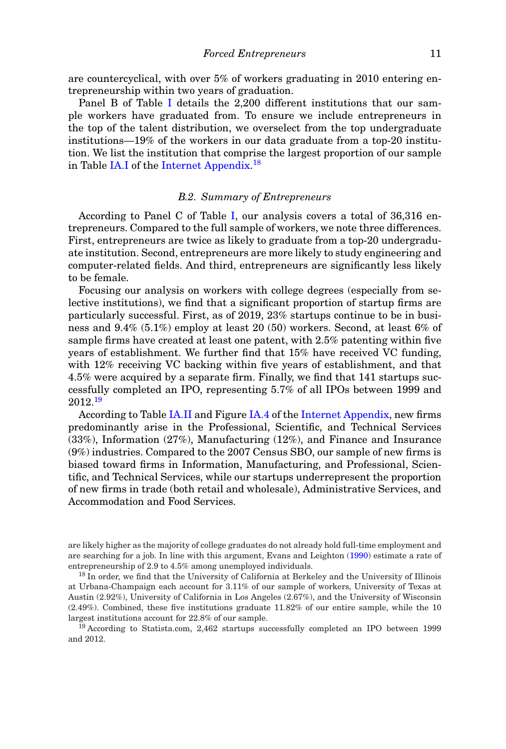are countercyclical, with over 5% of workers graduating in 2010 entering entrepreneurship within two years of graduation.

Panel B of Table I details the 2,200 different institutions that our sample workers have graduated from. To ensure we include entrepreneurs in the top of the talent distribution, we overselect from the top undergraduate institutions—19% of the workers in our data graduate from a top-20 institution. We list the institution that comprise the largest proportion of our sample in Table IA.I of the Internet Appendix.[18]

### B.2. Summary of Entrepreneurs

According to Panel C of Table I, our analysis covers a total of 36,316 entrepreneurs. Compared to the full sample of workers, we note three differences. First, entrepreneurs are twice as likely to graduate from a top-20 undergraduate institution. Second, entrepreneurs are more likely to study engineering and computer-related fields. And third, entrepreneurs are significantly less likely to be female.

Focusing our analysis on workers with college degrees (especially from selective institutions), we find that a significant proportion of startup firms are particularly successful. First, as of 2019, 23% startups continue to be in business and 9.4% (5.1%) employ at least 20 (50) workers. Second, at least 6% of sample firms have created at least one patent, with 2.5% patenting within five years of establishment. We further find that 15% have received VC funding, with 12% receiving VC backing within five years of establishment, and that 4.5% were acquired by a separate firm. Finally, we find that 141 startups successfully completed an IPO, representing 5.7% of all IPOs between 1999 and 2012.[19]

According to Table IA.II and Figure IA.4 of the Internet Appendix, new firms predominantly arise in the Professional, Scientific, and Technical Services (33%), Information (27%), Manufacturing (12%), and Finance and Insurance (9%) industries. Compared to the 2007 Census SBO, our sample of new firms is biased toward firms in Information, Manufacturing, and Professional, Scientific, and Technical Services, while our startups underrepresent the proportion of new firms in trade (both retail and wholesale), Administrative Services, and Accommodation and Food Services.

---

are likely higher as the majority of college graduates do not already hold full-time employment and are searching for a job. In line with this argument, Evans and Leighton (1990) estimate a rate of entrepreneurship of 2.9 to 4.5% among unemployed individuals.

[18] In order, we find that the University of California at Berkeley and the University of Illinois at Urbana-Champaign each account for 3.11% of our sample of workers, University of Texas at Austin (2.92%), University of California in Los Angeles (2.67%), and the University of Wisconsin (2.49%). Combined, these five institutions graduate 11.82% of our entire sample, while the 10 largest institutions account for 22.8% of our sample.

[19] According to Statista.com, 2,462 startups successfully completed an IPO between 1999 and 2012.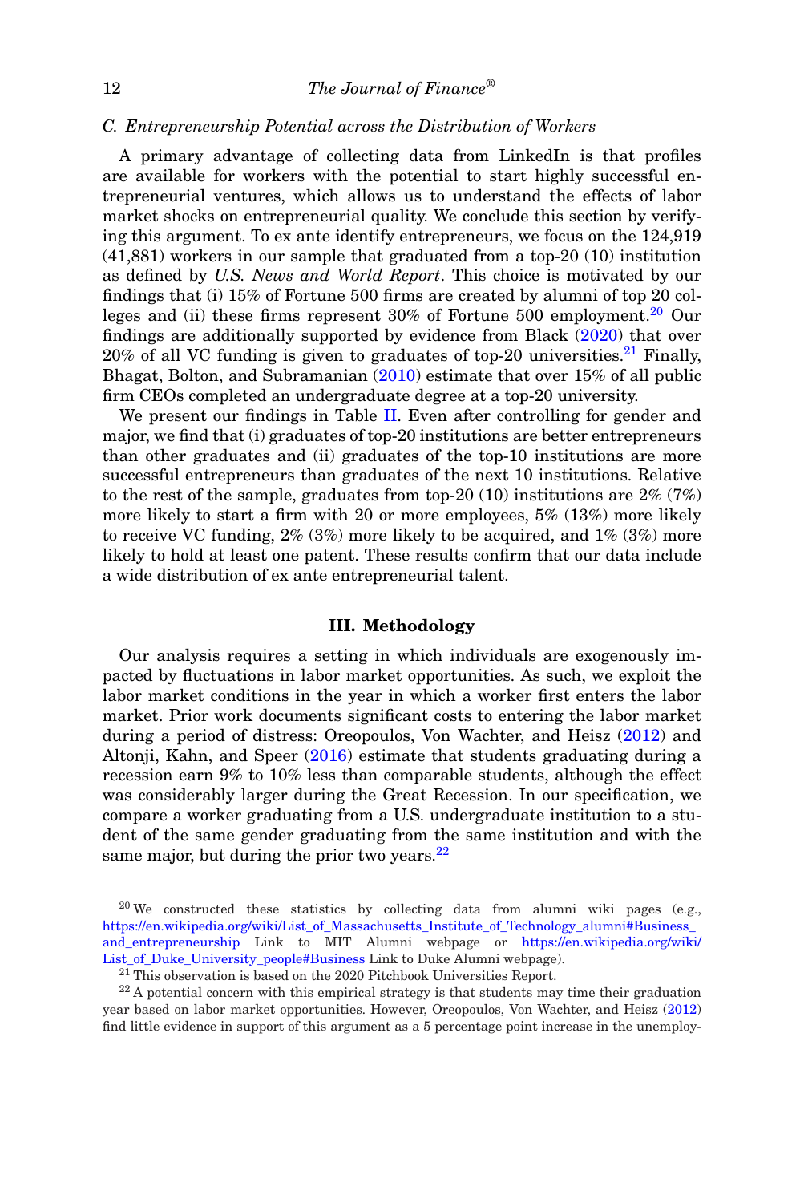### C. Entrepreneurship Potential across the Distribution of Workers

A primary advantage of collecting data from LinkedIn is that profiles are available for workers with the potential to start highly successful entrepreneurial ventures, which allows us to understand the effects of labor market shocks on entrepreneurial quality. We conclude this section by verifying this argument. To ex ante identify entrepreneurs, we focus on the 124,919 (41,881) workers in our sample that graduated from a top-20 (10) institution as defined by *U.S. News and World Report*. This choice is motivated by our findings that (i) 15% of Fortune 500 firms are created by alumni of top 20 colleges and (ii) these firms represent 30% of Fortune 500 employment.[20] Our findings are additionally supported by evidence from Black (2020) that over 20% of all VC funding is given to graduates of top-20 universities.[21] Finally, Bhagat, Bolton, and Subramanian (2010) estimate that over 15% of all public firm CEOs completed an undergraduate degree at a top-20 university.

We present our findings in Table II. Even after controlling for gender and major, we find that (i) graduates of top-20 institutions are better entrepreneurs than other graduates and (ii) graduates of the top-10 institutions are more successful entrepreneurs than graduates of the next 10 institutions. Relative to the rest of the sample, graduates from top-20 (10) institutions are 2% (7%) more likely to start a firm with 20 or more employees, 5% (13%) more likely to receive VC funding, 2% (3%) more likely to be acquired, and 1% (3%) more likely to hold at least one patent. These results confirm that our data include a wide distribution of ex ante entrepreneurial talent.

## III. Methodology

Our analysis requires a setting in which individuals are exogenously impacted by fluctuations in labor market opportunities. As such, we exploit the labor market conditions in the year in which a worker first enters the labor market. Prior work documents significant costs to entering the labor market during a period of distress: Oreopoulos, Von Wachter, and Heisz (2012) and Altonji, Kahn, and Speer (2016) estimate that students graduating during a recession earn 9% to 10% less than comparable students, although the effect was considerably larger during the Great Recession. In our specification, we compare a worker graduating from a U.S. undergraduate institution to a student of the same gender graduating from the same institution and with the same major, but during the prior two years.[22]

[20] We constructed these statistics by collecting data from alumni wiki pages (e.g., https://en.wikipedia.org/wiki/List_of_Massachusetts_Institute_of_Technology_alumni#Business_and_entrepreneurship Link to MIT Alumni webpage or https://en.wikipedia.org/wiki/List_of_Duke_University_people#Business Link to Duke Alumni webpage).

[21] This observation is based on the 2020 Pitchbook Universities Report.

[22] A potential concern with this empirical strategy is that students may time their graduation year based on labor market opportunities. However, Oreopoulos, Von Wachter, and Heisz (2012) find little evidence in support of this argument as a 5 percentage point increase in the unemploy-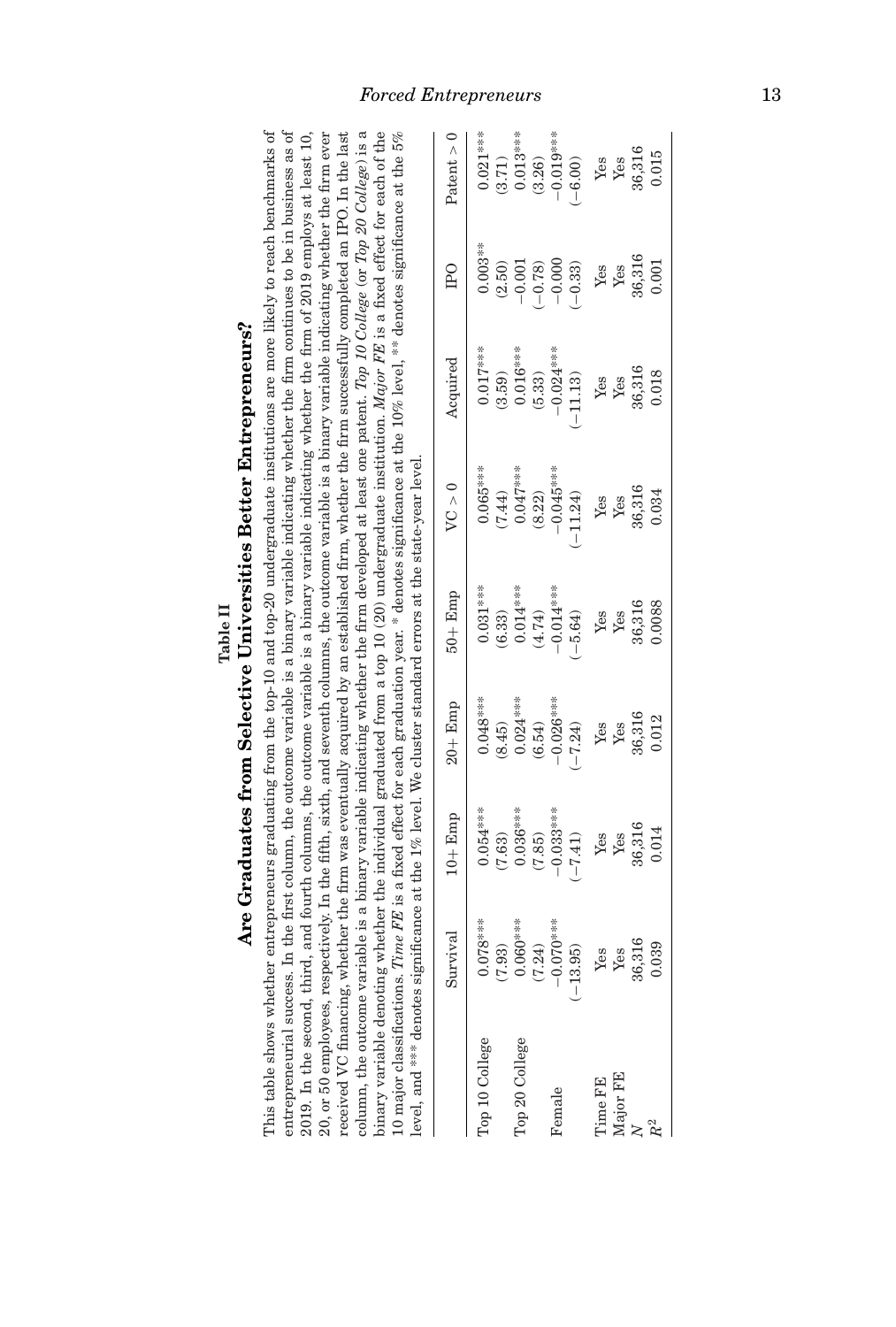**Table II**

**Are Graduates from Selective Universities Better Entrepreneurs?**

This table shows whether entrepreneurs graduating from the top-10 and top-20 undergraduate institutions are more likely to reach benchmarks of entrepreneurial success. In the first column, the outcome variable is a binary variable indicating whether the firm continues to be in business as of 2019. In the second, third, and fourth columns, the outcome variable is a binary variable indicating whether the firm of 2019 employs at least 10, 20, or 50 employees, respectively. In the fifth, sixth, and seventh columns, the outcome variable is a binary variable indicating whether the firm ever received VC financing, whether the firm was eventually acquired by an established firm, whether the firm successfully completed an IPO. In the last column, the outcome variable is a binary variable indicating whether the firm developed at least one patent. *Top 10 College* (or *Top 20 College*) is a binary variable denoting whether the individual graduated from a top 10 (20) undergraduate institution. *Major FE* is a fixed effect for each of the 10 major classifications. *Time FE* is a fixed effect for each graduation year. * denotes significance at the 10% level, ** denotes significance at the 5% level, and *** denotes significance at the 1% level. We cluster standard errors at the state-year level.

| | Survival | 10+ Emp | 20+ Emp | 50+ Emp | VC > 0 | Acquired | IPO | Patent > 0 |
|---|---|---|---|---|---|---|---|---|
| Top 10 College | 0.078*** | 0.054*** | 0.048*** | 0.031*** | 0.065*** | 0.017*** | 0.003** | 0.021*** |
| | (7.93) | (7.63) | (8.45) | (6.33) | (7.44) | (3.59) | (2.50) | (3.71) |
| Top 20 College | 0.060*** | 0.036*** | 0.024*** | 0.014*** | 0.047*** | 0.016*** | −0.001 | 0.013*** |
| | (7.24) | (7.85) | (6.54) | (4.74) | (8.22) | (5.33) | (−0.78) | (3.26) |
| Female | −0.070*** | −0.033*** | −0.026*** | −0.014*** | −0.045*** | −0.024*** | −0.000 | −0.019*** |
| | (−13.95) | (−7.41) | (−7.24) | (−5.64) | (−11.24) | (−11.13) | (−0.33) | (−6.00) |
| Time FE | Yes | Yes | Yes | Yes | Yes | Yes | Yes | Yes |
| Major FE | Yes | Yes | Yes | Yes | Yes | Yes | Yes | Yes |
| $N$ | 36,316 | 36,316 | 36,316 | 36,316 | 36,316 | 36,316 | 36,316 | 36,316 |
| $R^2$ | 0.039 | 0.014 | 0.012 | 0.0088 | 0.034 | 0.018 | 0.001 | 0.015 |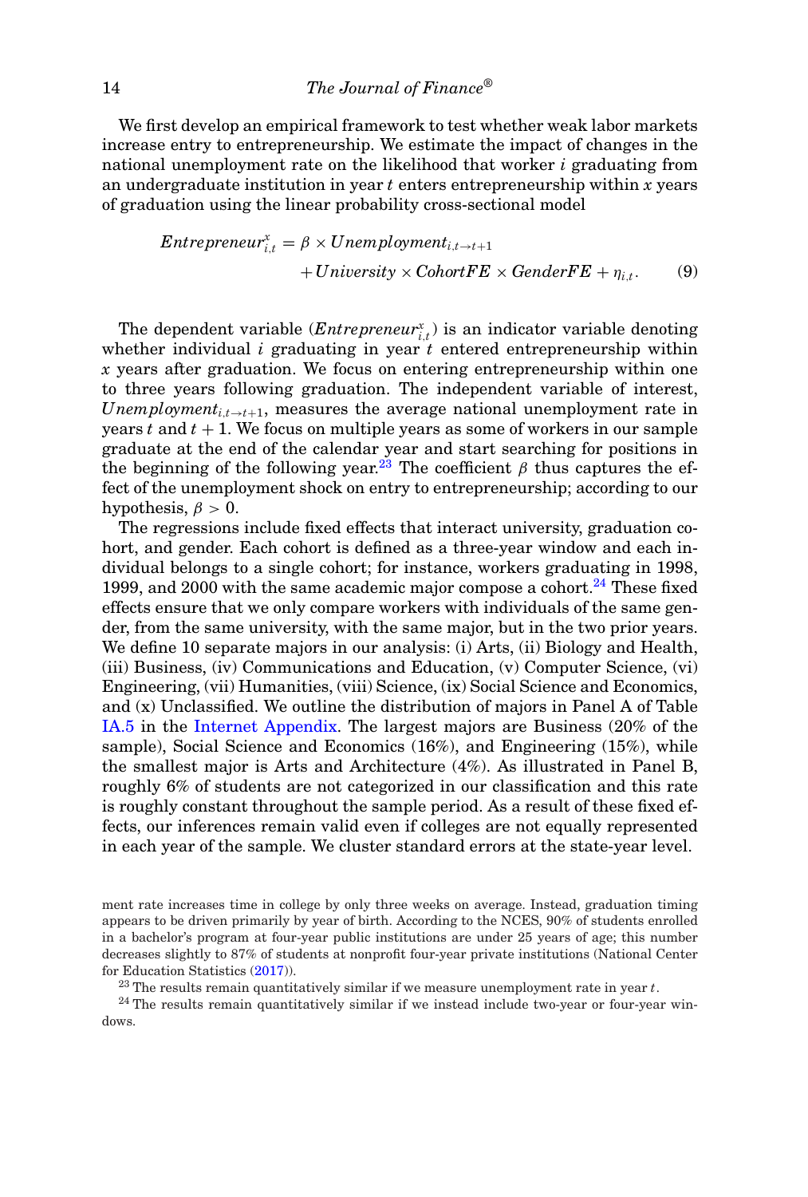We first develop an empirical framework to test whether weak labor markets increase entry to entrepreneurship. We estimate the impact of changes in the national unemployment rate on the likelihood that worker $i$ graduating from an undergraduate institution in year $t$ enters entrepreneurship within $x$ years of graduation using the linear probability cross-sectional model

$$Entrepreneur_{i,t}^{x} = \beta \times Unemployment_{i,t \rightarrow t+1} + University \times CohortFE \times GenderFE + \eta_{i,t}. \tag{9}$$

The dependent variable ($Entrepreneur_{i,t}^{x}$) is an indicator variable denoting whether individual $i$ graduating in year $t$ entered entrepreneurship within $x$ years after graduation. We focus on entering entrepreneurship within one to three years following graduation. The independent variable of interest, $Unemployment_{i,t \rightarrow t+1}$, measures the average national unemployment rate in years $t$ and $t+1$. We focus on multiple years as some of workers in our sample graduate at the end of the calendar year and start searching for positions in the beginning of the following year.[23] The coefficient $\beta$ thus captures the effect of the unemployment shock on entry to entrepreneurship; according to our hypothesis, $\beta > 0$.

The regressions include fixed effects that interact university, graduation cohort, and gender. Each cohort is defined as a three-year window and each individual belongs to a single cohort; for instance, workers graduating in 1998, 1999, and 2000 with the same academic major compose a cohort.[24] These fixed effects ensure that we only compare workers with individuals of the same gender, from the same university, with the same major, but in the two prior years. We define 10 separate majors in our analysis: (i) Arts, (ii) Biology and Health, (iii) Business, (iv) Communications and Education, (v) Computer Science, (vi) Engineering, (vii) Humanities, (viii) Science, (ix) Social Science and Economics, and (x) Unclassified. We outline the distribution of majors in Panel A of Table IA.5 in the Internet Appendix. The largest majors are Business (20% of the sample), Social Science and Economics (16%), and Engineering (15%), while the smallest major is Arts and Architecture (4%). As illustrated in Panel B, roughly 6% of students are not categorized in our classification and this rate is roughly constant throughout the sample period. As a result of these fixed effects, our inferences remain valid even if colleges are not equally represented in each year of the sample. We cluster standard errors at the state-year level.

ment rate increases time in college by only three weeks on average. Instead, graduation timing appears to be driven primarily by year of birth. According to the NCES, 90% of students enrolled in a bachelor's program at four-year public institutions are under 25 years of age; this number decreases slightly to 87% of students at nonprofit four-year private institutions (National Center for Education Statistics (2017)).

[23] The results remain quantitatively similar if we measure unemployment rate in year $t$.

[24] The results remain quantitatively similar if we instead include two-year or four-year windows.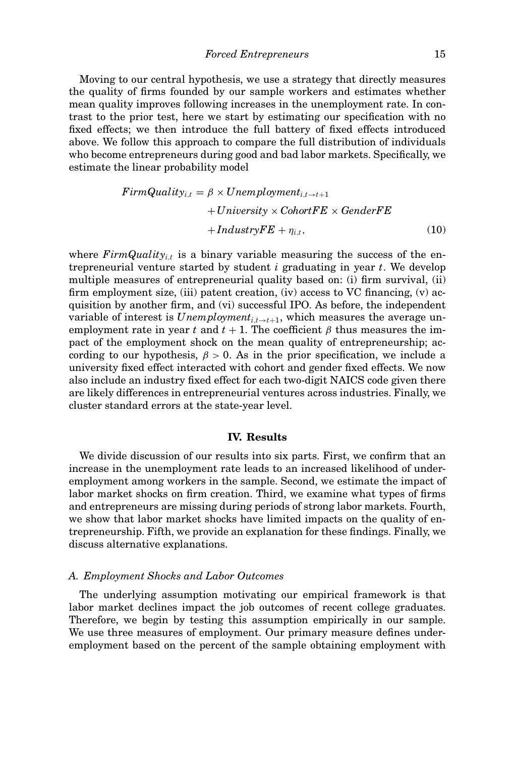Moving to our central hypothesis, we use a strategy that directly measures the quality of firms founded by our sample workers and estimates whether mean quality improves following increases in the unemployment rate. In contrast to the prior test, here we start by estimating our specification with no fixed effects; we then introduce the full battery of fixed effects introduced above. We follow this approach to compare the full distribution of individuals who become entrepreneurs during good and bad labor markets. Specifically, we estimate the linear probability model

$$
\begin{aligned}
FirmQuality_{i,t} = &\ \beta \times Unemployment_{i,t \to t+1} \\
&+ University \times CohortFE \times GenderFE \\
&+ IndustryFE + \eta_{i,t},
\end{aligned}
\tag{10}
$$

where $FirmQuality_{i,t}$ is a binary variable measuring the success of the entrepreneurial venture started by student $i$ graduating in year $t$. We develop multiple measures of entrepreneurial quality based on: (i) firm survival, (ii) firm employment size, (iii) patent creation, (iv) access to VC financing, (v) acquisition by another firm, and (vi) successful IPO. As before, the independent variable of interest is $Unemployment_{i,t \to t+1}$, which measures the average unemployment rate in year $t$ and $t + 1$. The coefficient $\beta$ thus measures the impact of the employment shock on the mean quality of entrepreneurship; according to our hypothesis, $\beta > 0$. As in the prior specification, we include a university fixed effect interacted with cohort and gender fixed effects. We now also include an industry fixed effect for each two-digit NAICS code given there are likely differences in entrepreneurial ventures across industries. Finally, we cluster standard errors at the state-year level.

## IV. Results

We divide discussion of our results into six parts. First, we confirm that an increase in the unemployment rate leads to an increased likelihood of underemployment among workers in the sample. Second, we estimate the impact of labor market shocks on firm creation. Third, we examine what types of firms and entrepreneurs are missing during periods of strong labor markets. Fourth, we show that labor market shocks have limited impacts on the quality of entrepreneurship. Fifth, we provide an explanation for these findings. Finally, we discuss alternative explanations.

### *A. Employment Shocks and Labor Outcomes*

The underlying assumption motivating our empirical framework is that labor market declines impact the job outcomes of recent college graduates. Therefore, we begin by testing this assumption empirically in our sample. We use three measures of employment. Our primary measure defines underemployment based on the percent of the sample obtaining employment with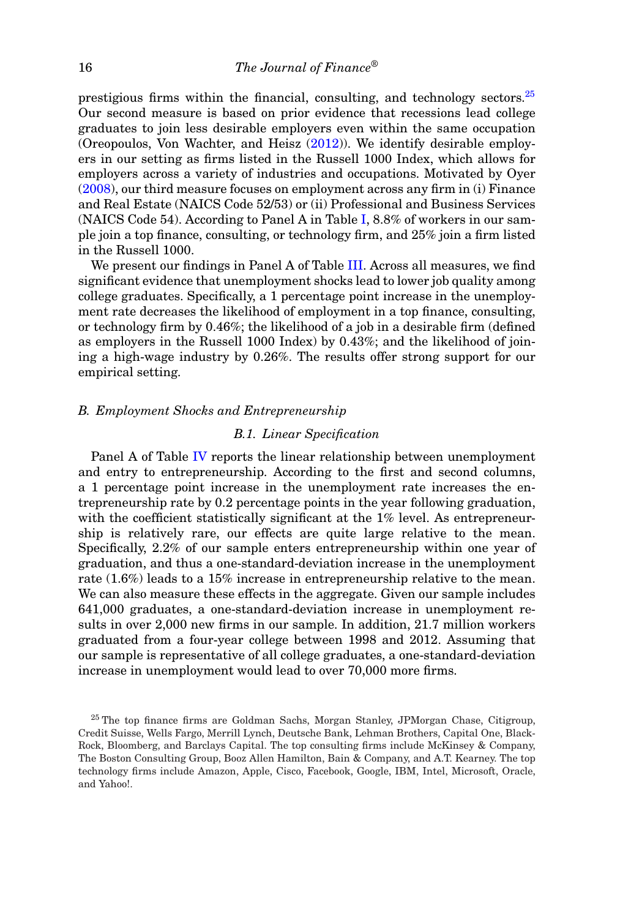prestigious firms within the financial, consulting, and technology sectors.[25] Our second measure is based on prior evidence that recessions lead college graduates to join less desirable employers even within the same occupation (Oreopoulos, Von Wachter, and Heisz (2012)). We identify desirable employers in our setting as firms listed in the Russell 1000 Index, which allows for employers across a variety of industries and occupations. Motivated by Oyer (2008), our third measure focuses on employment across any firm in (i) Finance and Real Estate (NAICS Code 52/53) or (ii) Professional and Business Services (NAICS Code 54). According to Panel A in Table I, 8.8% of workers in our sample join a top finance, consulting, or technology firm, and 25% join a firm listed in the Russell 1000.

We present our findings in Panel A of Table III. Across all measures, we find significant evidence that unemployment shocks lead to lower job quality among college graduates. Specifically, a 1 percentage point increase in the unemployment rate decreases the likelihood of employment in a top finance, consulting, or technology firm by 0.46%; the likelihood of a job in a desirable firm (defined as employers in the Russell 1000 Index) by 0.43%; and the likelihood of joining a high-wage industry by 0.26%. The results offer strong support for our empirical setting.

### *B. Employment Shocks and Entrepreneurship*

#### *B.1. Linear Specification*

Panel A of Table IV reports the linear relationship between unemployment and entry to entrepreneurship. According to the first and second columns, a 1 percentage point increase in the unemployment rate increases the entrepreneurship rate by 0.2 percentage points in the year following graduation, with the coefficient statistically significant at the 1% level. As entrepreneurship is relatively rare, our effects are quite large relative to the mean. Specifically, 2.2% of our sample enters entrepreneurship within one year of graduation, and thus a one-standard-deviation increase in the unemployment rate (1.6%) leads to a 15% increase in entrepreneurship relative to the mean. We can also measure these effects in the aggregate. Given our sample includes 641,000 graduates, a one-standard-deviation increase in unemployment results in over 2,000 new firms in our sample. In addition, 21.7 million workers graduated from a four-year college between 1998 and 2012. Assuming that our sample is representative of all college graduates, a one-standard-deviation increase in unemployment would lead to over 70,000 more firms.

[25] The top finance firms are Goldman Sachs, Morgan Stanley, JPMorgan Chase, Citigroup, Credit Suisse, Wells Fargo, Merrill Lynch, Deutsche Bank, Lehman Brothers, Capital One, BlackRock, Bloomberg, and Barclays Capital. The top consulting firms include McKinsey & Company, The Boston Consulting Group, Booz Allen Hamilton, Bain & Company, and A.T. Kearney. The top technology firms include Amazon, Apple, Cisco, Facebook, Google, IBM, Intel, Microsoft, Oracle, and Yahoo!.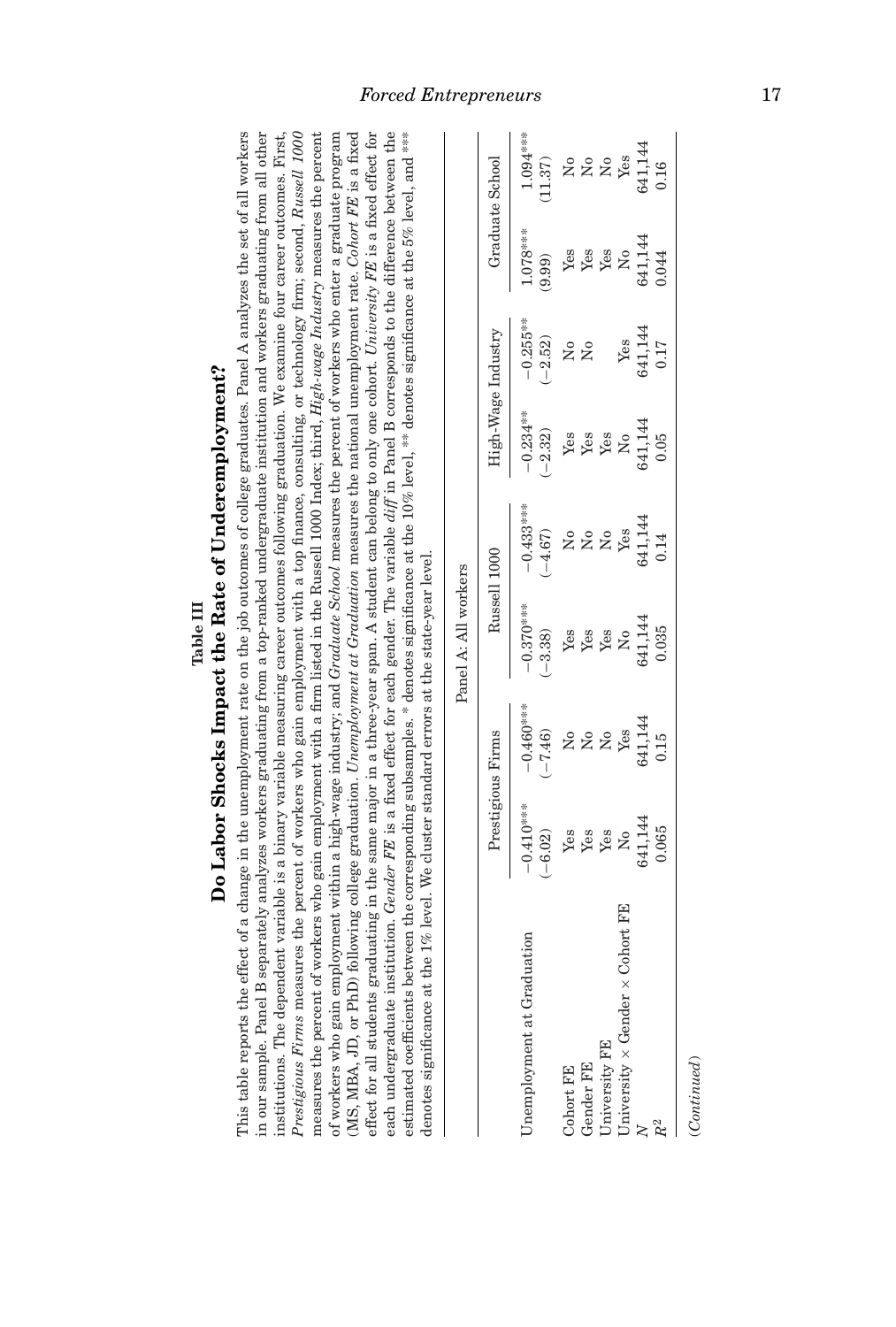**Table III**

**Do Labor Shocks Impact the Rate of Underemployment?**

This table reports the effect of a change in the unemployment rate on the job outcomes of college graduates. Panel A analyzes the set of all workers in our sample. Panel B separately analyzes workers graduating from a top-ranked undergraduate institution and workers graduating from all other institutions. The dependent variable is a binary variable measuring career outcomes following graduation. We examine four career outcomes. First, *Prestigious Firms* measures the percent of workers who gain employment with a top finance, consulting, or technology firm; second, *Russell 1000* measures the percent of workers who gain employment with a firm listed in the Russell 1000 Index; third, *High-wage Industry* measures the percent of workers who gain employment within a high-wage industry; and *Graduate School* measures the percent of workers who enter a graduate program (MS, MBA, JD, or PhD) following college graduation. *Unemployment at Graduation* measures the national unemployment rate. *Cohort FE* is a fixed effect for all students graduating in the same major in a three-year span. A student can belong to only one cohort. *University FE* is a fixed effect for each undergraduate institution. *Gender FE* is a fixed effect for each gender. The variable *diff* in Panel B corresponds to the difference between the estimated coefficients between the corresponding subsamples. * denotes significance at the 10% level, ** denotes significance at the 5% level, and *** denotes significance at the 1% level. We cluster standard errors at the state-year level.

Panel A: All workers

| | Prestigious Firms | | Russell 1000 | | High-Wage Industry | | Graduate School | |
|---|---|---|---|---|---|---|---|---|
| Unemployment at Graduation | −0.410*** | −0.460*** | −0.370*** | −0.433*** | −0.234** | −0.255** | 1.078*** | 1.094*** |
| | (−6.02) | (−7.46) | (−3.38) | (−4.67) | (−2.32) | (−2.52) | (9.99) | (11.37) |
| Cohort FE | Yes | No | Yes | No | Yes | No | Yes | No |
| Gender FE | Yes | No | Yes | No | Yes | No | Yes | No |
| University FE | Yes | No | Yes | No | Yes | | Yes | No |
| University × Gender × Cohort FE | No | Yes | No | Yes | No | Yes | No | Yes |
| $N$ | 641,144 | 641,144 | 641,144 | 641,144 | 641,144 | 641,144 | 641,144 | 641,144 |
| $R^2$ | 0.065 | 0.15 | 0.035 | 0.14 | 0.05 | 0.17 | 0.044 | 0.16 |

(*Continued*)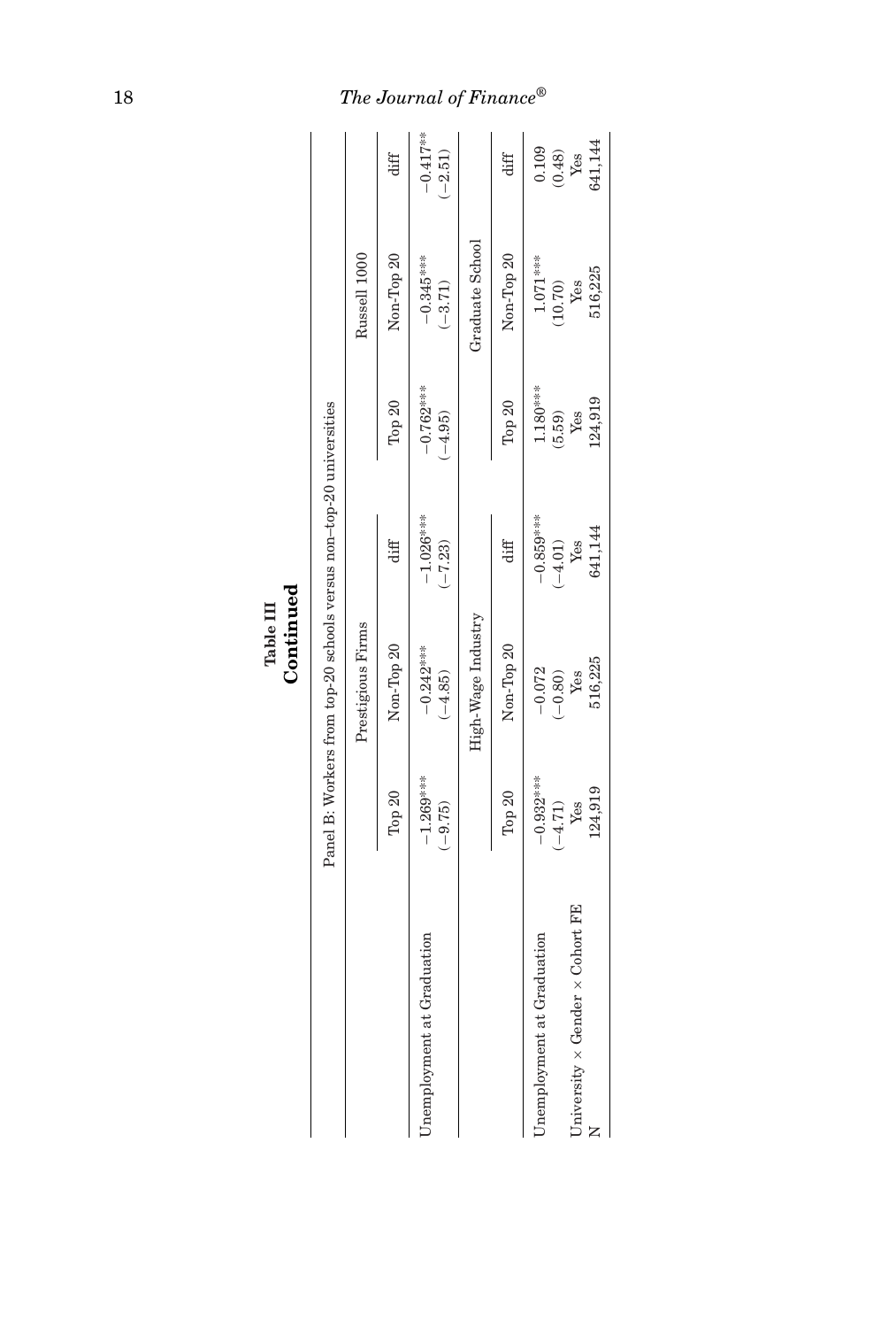**Table III**
**Continued**

Panel B: Workers from top-20 schools versus non–top-20 universities

| | Prestigious Firms | | | Russell 1000 | | |
|---|---|---|---|---|---|---|
| | Top 20 | Non-Top 20 | diff | Top 20 | Non-Top 20 | diff |
| Unemployment at Graduation | −1.269*** | −0.242*** | −1.026*** | −0.762*** | −0.345*** | −0.417** |
| | (−9.75) | (−4.85) | (−7.23) | (−4.95) | (−3.71) | (−2.51) |
| | High-Wage Industry | | | Graduate School | | |
| | Top 20 | Non-Top 20 | diff | Top 20 | Non-Top 20 | diff |
| Unemployment at Graduation | −0.932*** | −0.072 | −0.859*** | 1.180*** | 1.071*** | 0.109 |
| | (−4.71) | (−0.80) | (−4.01) | (5.59) | (10.70) | (0.48) |
| University × Gender × Cohort FE | Yes | Yes | Yes | Yes | Yes | Yes |
| N | 124,919 | 516,225 | 641,144 | 124,919 | 516,225 | 641,144 |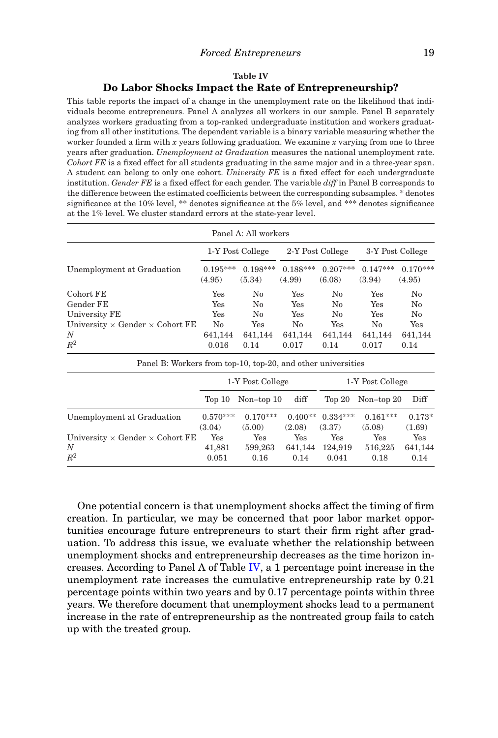**Table IV**

**Do Labor Shocks Impact the Rate of Entrepreneurship?**

This table reports the impact of a change in the unemployment rate on the likelihood that individuals become entrepreneurs. Panel A analyzes all workers in our sample. Panel B separately analyzes workers graduating from a top-ranked undergraduate institution and workers graduating from all other institutions. The dependent variable is a binary variable measuring whether the worker founded a firm with *x* years following graduation. We examine *x* varying from one to three years after graduation. *Unemployment at Graduation* measures the national unemployment rate. *Cohort FE* is a fixed effect for all students graduating in the same major and in a three-year span. A student can belong to only one cohort. *University FE* is a fixed effect for each undergraduate institution. *Gender FE* is a fixed effect for each gender. The variable *diff* in Panel B corresponds to the difference between the estimated coefficients between the corresponding subsamples. * denotes significance at the 10% level, ** denotes significance at the 5% level, and *** denotes significance at the 1% level. We cluster standard errors at the state-year level.

Panel A: All workers

| | 1-Y Post College | | 2-Y Post College | | 3-Y Post College | |
|---|---|---|---|---|---|---|
| Unemployment at Graduation | 0.195*** | 0.198*** | 0.188*** | 0.207*** | 0.147*** | 0.170*** |
| | (4.95) | (5.34) | (4.99) | (6.08) | (3.94) | (4.95) |
| Cohort FE | Yes | No | Yes | No | Yes | No |
| Gender FE | Yes | No | Yes | No | Yes | No |
| University FE | Yes | No | Yes | No | Yes | No |
| University × Gender × Cohort FE | No | Yes | No | Yes | No | Yes |
| *N* | 641,144 | 641,144 | 641,144 | 641,144 | 641,144 | 641,144 |
| $R^2$ | 0.016 | 0.14 | 0.017 | 0.14 | 0.017 | 0.14 |

Panel B: Workers from top-10, top-20, and other universities

| | 1-Y Post College | | | 1-Y Post College | | |
|---|---|---|---|---|---|---|
| | Top 10 | Non–top 10 | diff | Top 20 | Non–top 20 | Diff |
| Unemployment at Graduation | 0.570*** | 0.170*** | 0.400** | 0.334*** | 0.161*** | 0.173* |
| | (3.04) | (5.00) | (2.08) | (3.37) | (5.08) | (1.69) |
| University × Gender × Cohort FE | Yes | Yes | Yes | Yes | Yes | Yes |
| *N* | 41,881 | 599,263 | 641,144 | 124,919 | 516,225 | 641,144 |
| $R^2$ | 0.051 | 0.16 | 0.14 | 0.041 | 0.18 | 0.14 |

One potential concern is that unemployment shocks affect the timing of firm creation. In particular, we may be concerned that poor labor market opportunities encourage future entrepreneurs to start their firm right after graduation. To address this issue, we evaluate whether the relationship between unemployment shocks and entrepreneurship decreases as the time horizon increases. According to Panel A of Table IV, a 1 percentage point increase in the unemployment rate increases the cumulative entrepreneurship rate by 0.21 percentage points within two years and by 0.17 percentage points within three years. We therefore document that unemployment shocks lead to a permanent increase in the rate of entrepreneurship as the nontreated group fails to catch up with the treated group.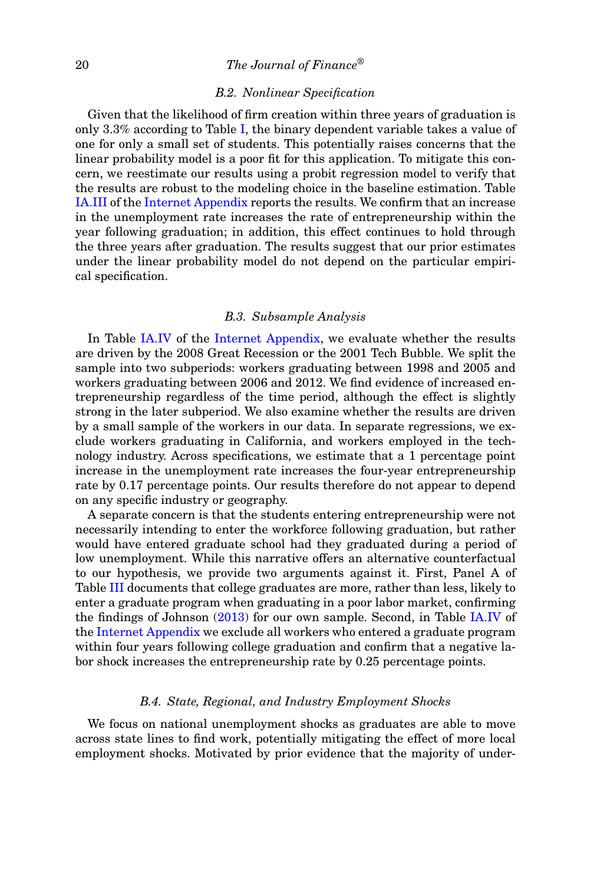### B.2. Nonlinear Specification

Given that the likelihood of firm creation within three years of graduation is only 3.3% according to Table I, the binary dependent variable takes a value of one for only a small set of students. This potentially raises concerns that the linear probability model is a poor fit for this application. To mitigate this concern, we reestimate our results using a probit regression model to verify that the results are robust to the modeling choice in the baseline estimation. Table IA.III of the Internet Appendix reports the results. We confirm that an increase in the unemployment rate increases the rate of entrepreneurship within the year following graduation; in addition, this effect continues to hold through the three years after graduation. The results suggest that our prior estimates under the linear probability model do not depend on the particular empirical specification.

### B.3. Subsample Analysis

In Table IA.IV of the Internet Appendix, we evaluate whether the results are driven by the 2008 Great Recession or the 2001 Tech Bubble. We split the sample into two subperiods: workers graduating between 1998 and 2005 and workers graduating between 2006 and 2012. We find evidence of increased entrepreneurship regardless of the time period, although the effect is slightly strong in the later subperiod. We also examine whether the results are driven by a small sample of the workers in our data. In separate regressions, we exclude workers graduating in California, and workers employed in the technology industry. Across specifications, we estimate that a 1 percentage point increase in the unemployment rate increases the four-year entrepreneurship rate by 0.17 percentage points. Our results therefore do not appear to depend on any specific industry or geography.

A separate concern is that the students entering entrepreneurship were not necessarily intending to enter the workforce following graduation, but rather would have entered graduate school had they graduated during a period of low unemployment. While this narrative offers an alternative counterfactual to our hypothesis, we provide two arguments against it. First, Panel A of Table III documents that college graduates are more, rather than less, likely to enter a graduate program when graduating in a poor labor market, confirming the findings of Johnson (2013) for our own sample. Second, in Table IA.IV of the Internet Appendix we exclude all workers who entered a graduate program within four years following college graduation and confirm that a negative labor shock increases the entrepreneurship rate by 0.25 percentage points.

### B.4. State, Regional, and Industry Employment Shocks

We focus on national unemployment shocks as graduates are able to move across state lines to find work, potentially mitigating the effect of more local employment shocks. Motivated by prior evidence that the majority of under-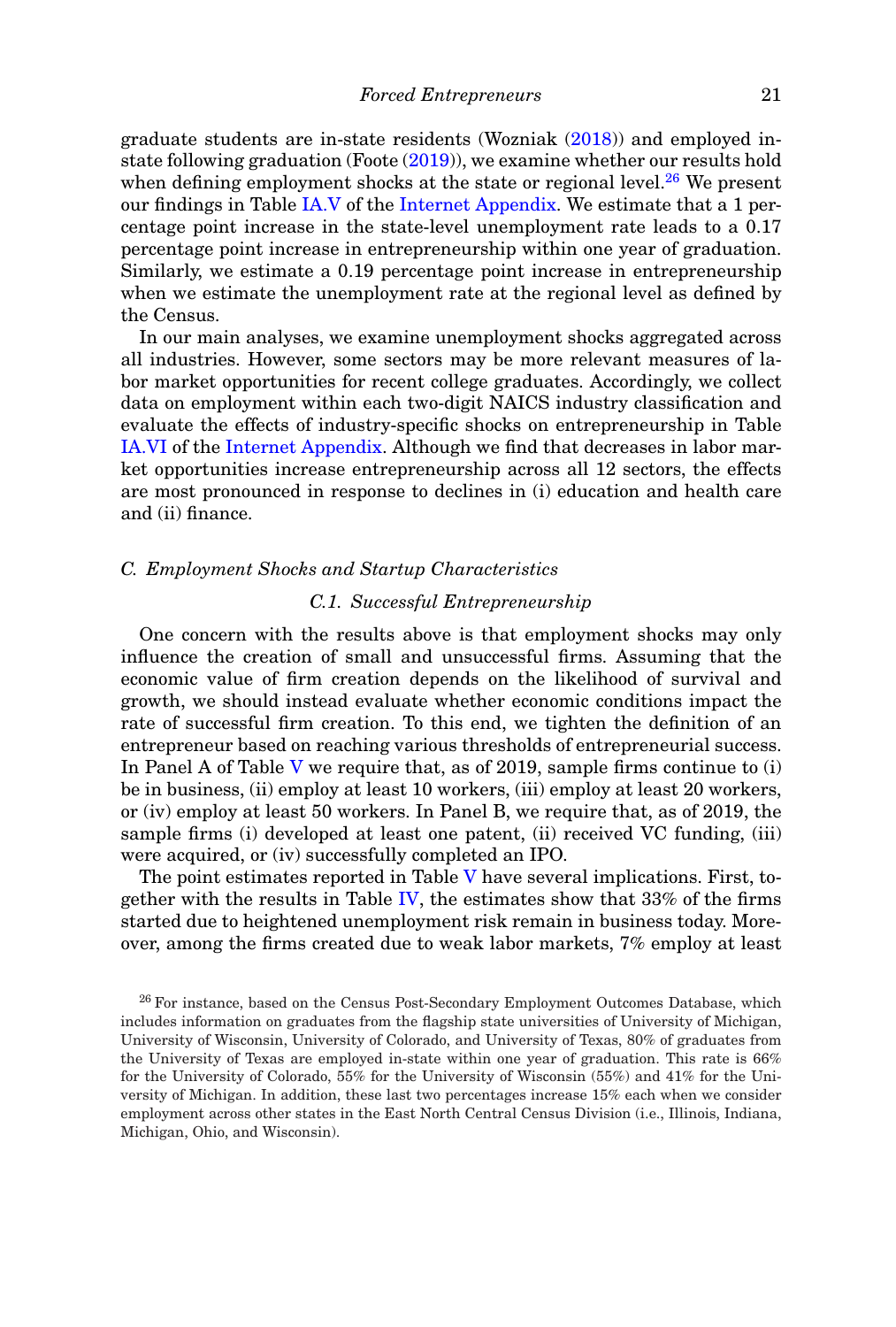graduate students are in-state residents (Wozniak (2018)) and employed in-state following graduation (Foote (2019)), we examine whether our results hold when defining employment shocks at the state or regional level.[26] We present our findings in Table IA.V of the Internet Appendix. We estimate that a 1 percentage point increase in the state-level unemployment rate leads to a 0.17 percentage point increase in entrepreneurship within one year of graduation. Similarly, we estimate a 0.19 percentage point increase in entrepreneurship when we estimate the unemployment rate at the regional level as defined by the Census.

In our main analyses, we examine unemployment shocks aggregated across all industries. However, some sectors may be more relevant measures of labor market opportunities for recent college graduates. Accordingly, we collect data on employment within each two-digit NAICS industry classification and evaluate the effects of industry-specific shocks on entrepreneurship in Table IA.VI of the Internet Appendix. Although we find that decreases in labor market opportunities increase entrepreneurship across all 12 sectors, the effects are most pronounced in response to declines in (i) education and health care and (ii) finance.

### *C. Employment Shocks and Startup Characteristics*

#### *C.1. Successful Entrepreneurship*

One concern with the results above is that employment shocks may only influence the creation of small and unsuccessful firms. Assuming that the economic value of firm creation depends on the likelihood of survival and growth, we should instead evaluate whether economic conditions impact the rate of successful firm creation. To this end, we tighten the definition of an entrepreneur based on reaching various thresholds of entrepreneurial success. In Panel A of Table V we require that, as of 2019, sample firms continue to (i) be in business, (ii) employ at least 10 workers, (iii) employ at least 20 workers, or (iv) employ at least 50 workers. In Panel B, we require that, as of 2019, the sample firms (i) developed at least one patent, (ii) received VC funding, (iii) were acquired, or (iv) successfully completed an IPO.

The point estimates reported in Table V have several implications. First, together with the results in Table IV, the estimates show that 33% of the firms started due to heightened unemployment risk remain in business today. Moreover, among the firms created due to weak labor markets, 7% employ at least

[26] For instance, based on the Census Post-Secondary Employment Outcomes Database, which includes information on graduates from the flagship state universities of University of Michigan, University of Wisconsin, University of Colorado, and University of Texas, 80% of graduates from the University of Texas are employed in-state within one year of graduation. This rate is 66% for the University of Colorado, 55% for the University of Wisconsin (55%) and 41% for the University of Michigan. In addition, these last two percentages increase 15% each when we consider employment across other states in the East North Central Census Division (i.e., Illinois, Indiana, Michigan, Ohio, and Wisconsin).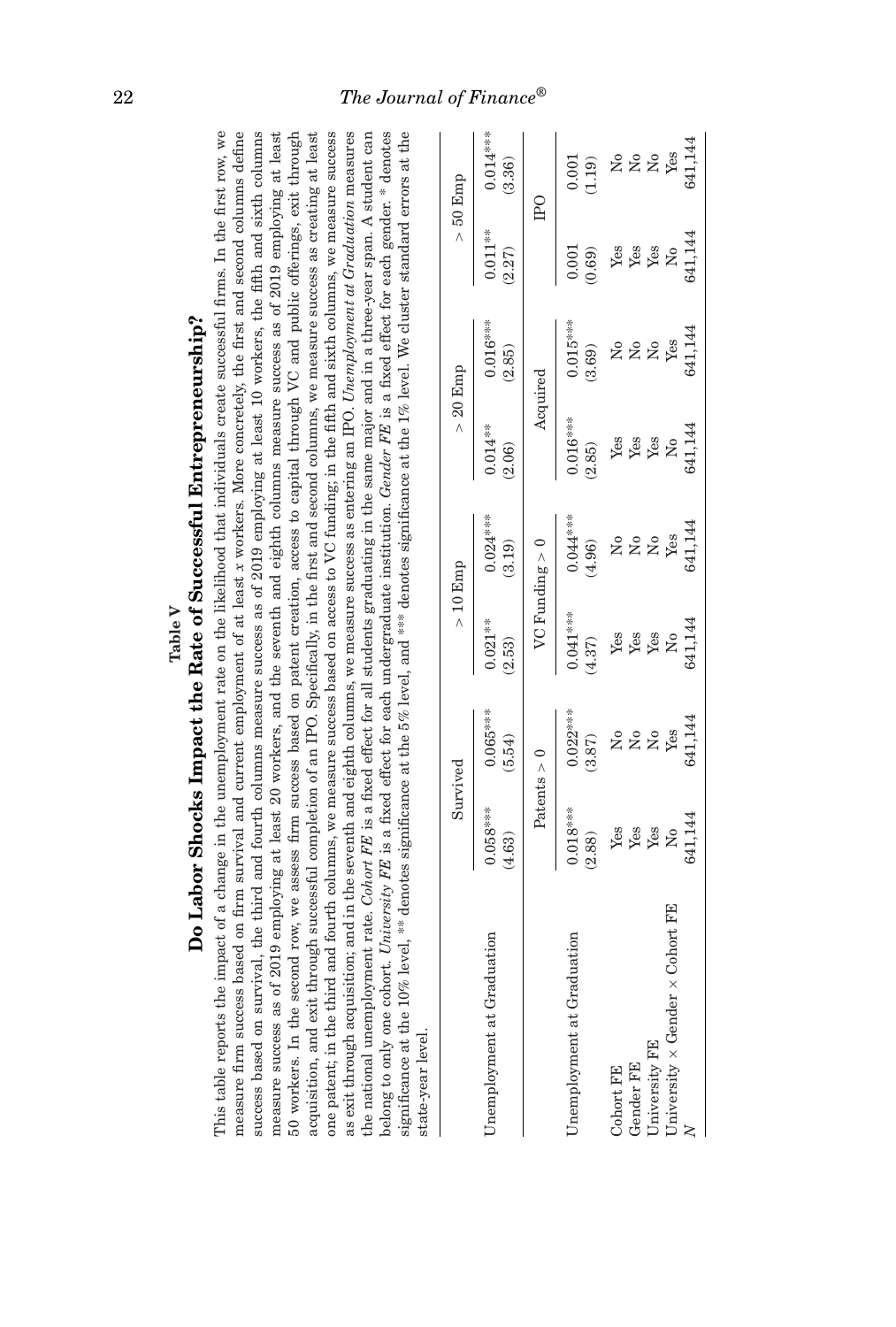**Table V**

**Do Labor Shocks Impact the Rate of Successful Entrepreneurship?**

This table reports the impact of a change in the unemployment rate on the likelihood that individuals create successful firms. In the first row, we measure firm success based on firm survival and current employment of at least $x$ workers. More concretely, the first and second columns define success based on survival, the third and fourth columns measure success as of 2019 employing at least 10 workers, the fifth and sixth columns measure success as of 2019 employing at least 20 workers, and the seventh and eighth columns measure success as of 2019 employing at least 50 workers. In the second row, we assess firm success based on patent creation, access to capital through VC and public offerings, exit through acquisition, and exit through successful completion of an IPO. Specifically, in the first and second columns, we measure success as creating at least one patent; in the third and fourth columns, we measure success based on access to VC funding; in the fifth and sixth columns, we measure success as exit through acquisition; and in the seventh and eighth columns, we measure success as entering an IPO. *Unemployment at Graduation* measures the national unemployment rate. *Cohort FE* is a fixed effect for all students graduating in the same major and in a three-year span. A student can belong to only one cohort. *University FE* is a fixed effect for each undergraduate institution. *Gender FE* is a fixed effect for each gender. * denotes significance at the 10% level, ** denotes significance at the 5% level, and *** denotes significance at the 1% level. We cluster standard errors at the state-year level.

| | Survived | | > 10 Emp | | > 20 Emp | | > 50 Emp | |
|---|---|---|---|---|---|---|---|---|
| Unemployment at Graduation | 0.058*** | 0.065*** | 0.021** | 0.024*** | 0.014** | 0.016*** | 0.011** | 0.014*** |
| | (4.63) | (5.54) | (2.53) | (3.19) | (2.06) | (2.85) | (2.27) | (3.36) |
| | Patents > 0 | | VC Funding > 0 | | Acquired | | IPO | |
| Unemployment at Graduation | 0.018*** | 0.022*** | 0.041*** | 0.044*** | 0.016*** | 0.015*** | 0.001 | 0.001 |
| | (2.88) | (3.87) | (4.37) | (4.96) | (2.85) | (3.69) | (0.69) | (1.19) |
| Cohort FE | Yes | No | Yes | No | Yes | No | Yes | No |
| Gender FE | Yes | No | Yes | No | Yes | No | Yes | No |
| University FE | Yes | No | Yes | No | Yes | No | Yes | No |
| University × Gender × Cohort FE | No | Yes | No | Yes | No | Yes | No | Yes |
| $N$ | 641,144 | 641,144 | 641,144 | 641,144 | 641,144 | 641,144 | 641,144 | 641,144 |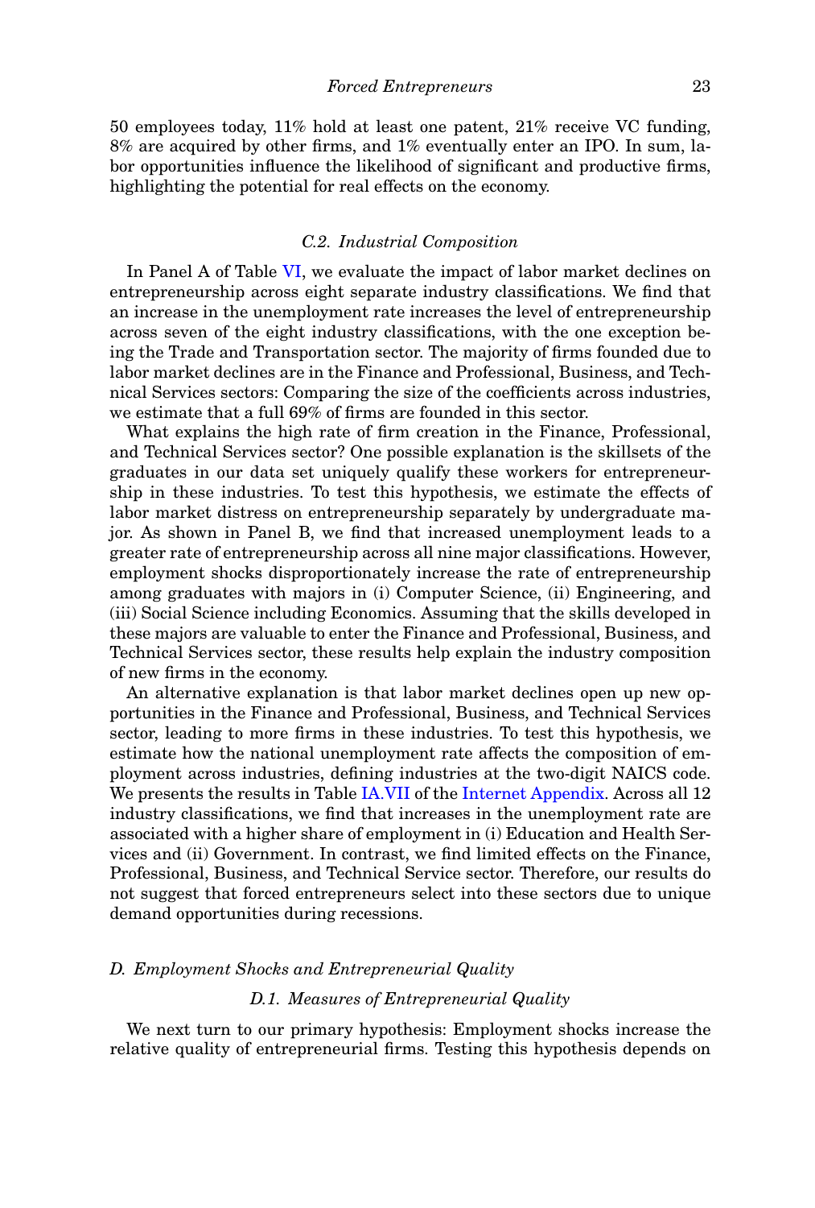50 employees today, 11% hold at least one patent, 21% receive VC funding, 8% are acquired by other firms, and 1% eventually enter an IPO. In sum, labor opportunities influence the likelihood of significant and productive firms, highlighting the potential for real effects on the economy.

### C.2. Industrial Composition

In Panel A of Table VI, we evaluate the impact of labor market declines on entrepreneurship across eight separate industry classifications. We find that an increase in the unemployment rate increases the level of entrepreneurship across seven of the eight industry classifications, with the one exception being the Trade and Transportation sector. The majority of firms founded due to labor market declines are in the Finance and Professional, Business, and Technical Services sectors: Comparing the size of the coefficients across industries, we estimate that a full 69% of firms are founded in this sector.

What explains the high rate of firm creation in the Finance, Professional, and Technical Services sector? One possible explanation is the skillsets of the graduates in our data set uniquely qualify these workers for entrepreneurship in these industries. To test this hypothesis, we estimate the effects of labor market distress on entrepreneurship separately by undergraduate major. As shown in Panel B, we find that increased unemployment leads to a greater rate of entrepreneurship across all nine major classifications. However, employment shocks disproportionately increase the rate of entrepreneurship among graduates with majors in (i) Computer Science, (ii) Engineering, and (iii) Social Science including Economics. Assuming that the skills developed in these majors are valuable to enter the Finance and Professional, Business, and Technical Services sector, these results help explain the industry composition of new firms in the economy.

An alternative explanation is that labor market declines open up new opportunities in the Finance and Professional, Business, and Technical Services sector, leading to more firms in these industries. To test this hypothesis, we estimate how the national unemployment rate affects the composition of employment across industries, defining industries at the two-digit NAICS code. We presents the results in Table IA.VII of the Internet Appendix. Across all 12 industry classifications, we find that increases in the unemployment rate are associated with a higher share of employment in (i) Education and Health Services and (ii) Government. In contrast, we find limited effects on the Finance, Professional, Business, and Technical Service sector. Therefore, our results do not suggest that forced entrepreneurs select into these sectors due to unique demand opportunities during recessions.

## D. Employment Shocks and Entrepreneurial Quality

### D.1. Measures of Entrepreneurial Quality

We next turn to our primary hypothesis: Employment shocks increase the relative quality of entrepreneurial firms. Testing this hypothesis depends on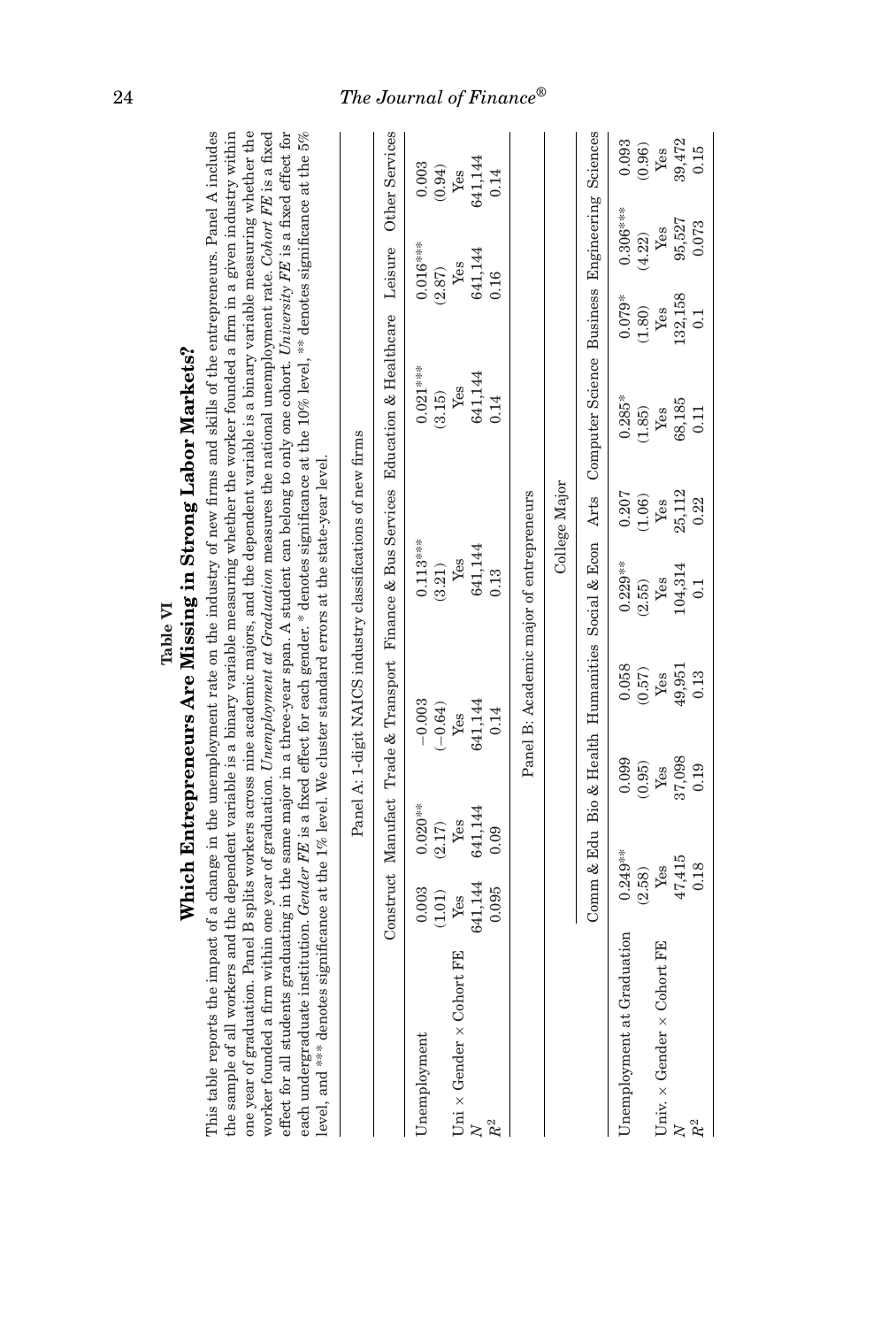**Table VI**

**Which Entrepreneurs Are Missing in Strong Labor Markets?**

This table reports the impact of a change in the unemployment rate on the industry of new firms and skills of the entrepreneurs. Panel A includes the sample of all workers and the dependent variable is a binary variable measuring whether the worker founded a firm in a given industry within one year of graduation. Panel B splits workers across nine academic majors, and the dependent variable is a binary variable measuring whether the worker founded a firm within one year of graduation. *Unemployment at Graduation* measures the national unemployment rate. *Cohort FE* is a fixed effect for all students graduating in the same major in a three-year span. A student can belong to only one cohort. *University FE* is a fixed effect for each undergraduate institution. *Gender FE* is a fixed effect for each gender. * denotes significance at the 10% level, ** denotes significance at the 5% level, and *** denotes significance at the 1% level. We cluster standard errors at the state-year level.

Panel A: 1-digit NAICS industry classifications of new firms

| | Construct | Manufact | Trade & Transport | Finance & Bus Services | Education & Healthcare | Leisure | Other Services |
|---|---|---|---|---|---|---|---|
| Unemployment | 0.003 | 0.020** | −0.003 | 0.113*** | 0.021*** | 0.016*** | 0.003 |
| | (1.01) | (2.17) | (−0.64) | (3.21) | (3.15) | (2.87) | (0.94) |
| Uni × Gender × Cohort FE | Yes | Yes | Yes | Yes | Yes | Yes | Yes |
| $N$ | 641,144 | 641,144 | 641,144 | 641,144 | 641,144 | 641,144 | 641,144 |
| $R^2$ | 0.095 | 0.09 | 0.14 | 0.13 | 0.14 | 0.16 | 0.14 |

Panel B: Academic major of entrepreneurs

| | Comm & Edu | Bio & Health | Humanities | Social & Econ | Arts | Computer Science | Business | Engineering | Sciences |
|---|---|---|---|---|---|---|---|---|---|
| Unemployment at Graduation | 0.249** | 0.099 | 0.058 | 0.229** | 0.207 | 0.285* | 0.079* | 0.306*** | 0.093 |
| | (2.58) | (0.95) | (0.57) | (2.55) | (1.06) | (1.85) | (1.80) | (4.22) | (0.96) |
| Univ. × Gender × Cohort FE | Yes | Yes | Yes | Yes | Yes | Yes | Yes | Yes | Yes |
| $N$ | 47,415 | 37,098 | 49,951 | 104,314 | 25,112 | 68,185 | 132,158 | 95,527 | 39,472 |
| $R^2$ | 0.18 | 0.19 | 0.13 | 0.1 | 0.22 | 0.11 | 0.1 | 0.073 | 0.15 |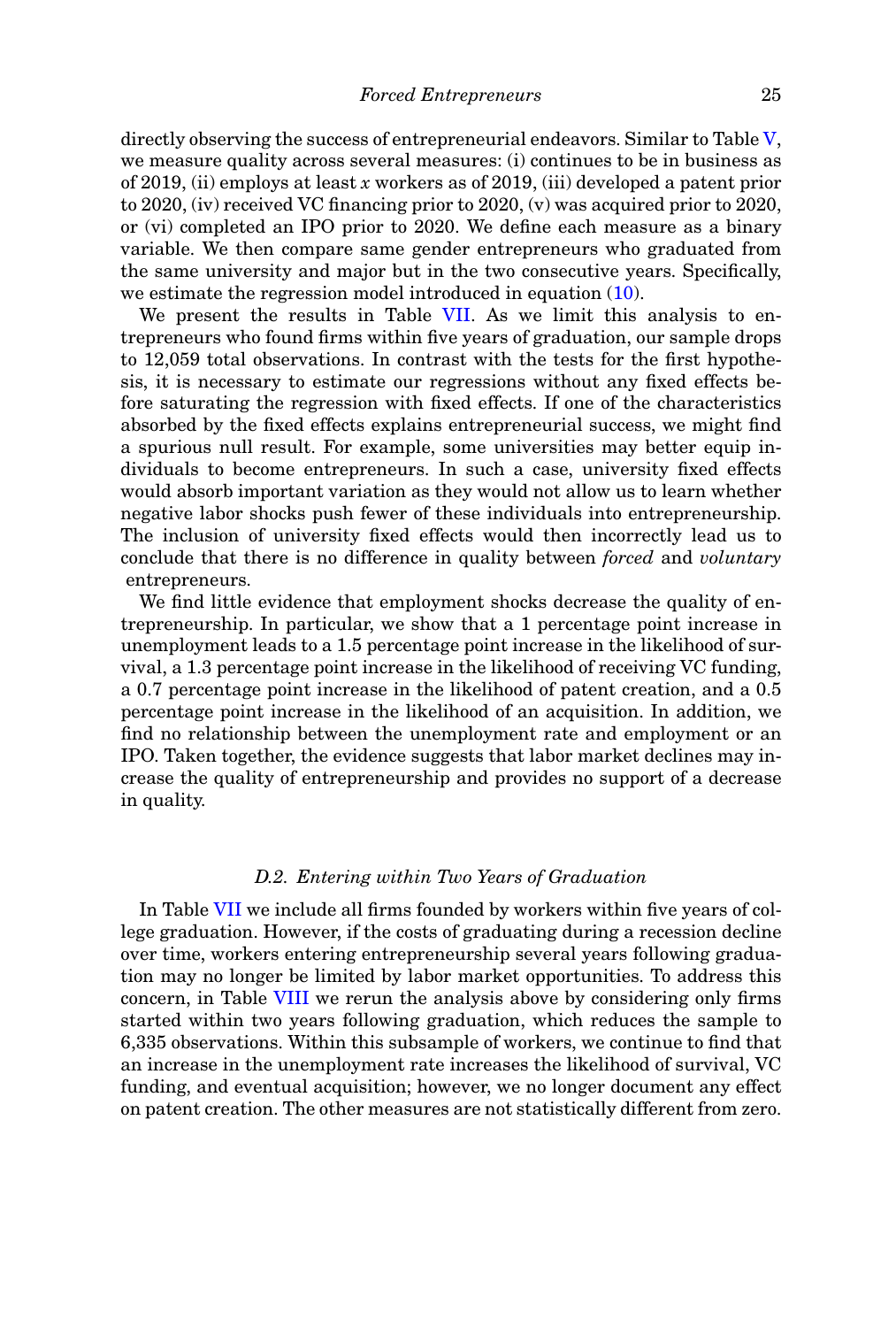directly observing the success of entrepreneurial endeavors. Similar to Table V, we measure quality across several measures: (i) continues to be in business as of 2019, (ii) employs at least $x$ workers as of 2019, (iii) developed a patent prior to 2020, (iv) received VC financing prior to 2020, (v) was acquired prior to 2020, or (vi) completed an IPO prior to 2020. We define each measure as a binary variable. We then compare same gender entrepreneurs who graduated from the same university and major but in the two consecutive years. Specifically, we estimate the regression model introduced in equation (10).

We present the results in Table VII. As we limit this analysis to entrepreneurs who found firms within five years of graduation, our sample drops to 12,059 total observations. In contrast with the tests for the first hypothesis, it is necessary to estimate our regressions without any fixed effects before saturating the regression with fixed effects. If one of the characteristics absorbed by the fixed effects explains entrepreneurial success, we might find a spurious null result. For example, some universities may better equip individuals to become entrepreneurs. In such a case, university fixed effects would absorb important variation as they would not allow us to learn whether negative labor shocks push fewer of these individuals into entrepreneurship. The inclusion of university fixed effects would then incorrectly lead us to conclude that there is no difference in quality between *forced* and *voluntary* entrepreneurs.

We find little evidence that employment shocks decrease the quality of entrepreneurship. In particular, we show that a 1 percentage point increase in unemployment leads to a 1.5 percentage point increase in the likelihood of survival, a 1.3 percentage point increase in the likelihood of receiving VC funding, a 0.7 percentage point increase in the likelihood of patent creation, and a 0.5 percentage point increase in the likelihood of an acquisition. In addition, we find no relationship between the unemployment rate and employment or an IPO. Taken together, the evidence suggests that labor market declines may increase the quality of entrepreneurship and provides no support of a decrease in quality.

### *D.2. Entering within Two Years of Graduation*

In Table VII we include all firms founded by workers within five years of college graduation. However, if the costs of graduating during a recession decline over time, workers entering entrepreneurship several years following graduation may no longer be limited by labor market opportunities. To address this concern, in Table VIII we rerun the analysis above by considering only firms started within two years following graduation, which reduces the sample to 6,335 observations. Within this subsample of workers, we continue to find that an increase in the unemployment rate increases the likelihood of survival, VC funding, and eventual acquisition; however, we no longer document any effect on patent creation. The other measures are not statistically different from zero.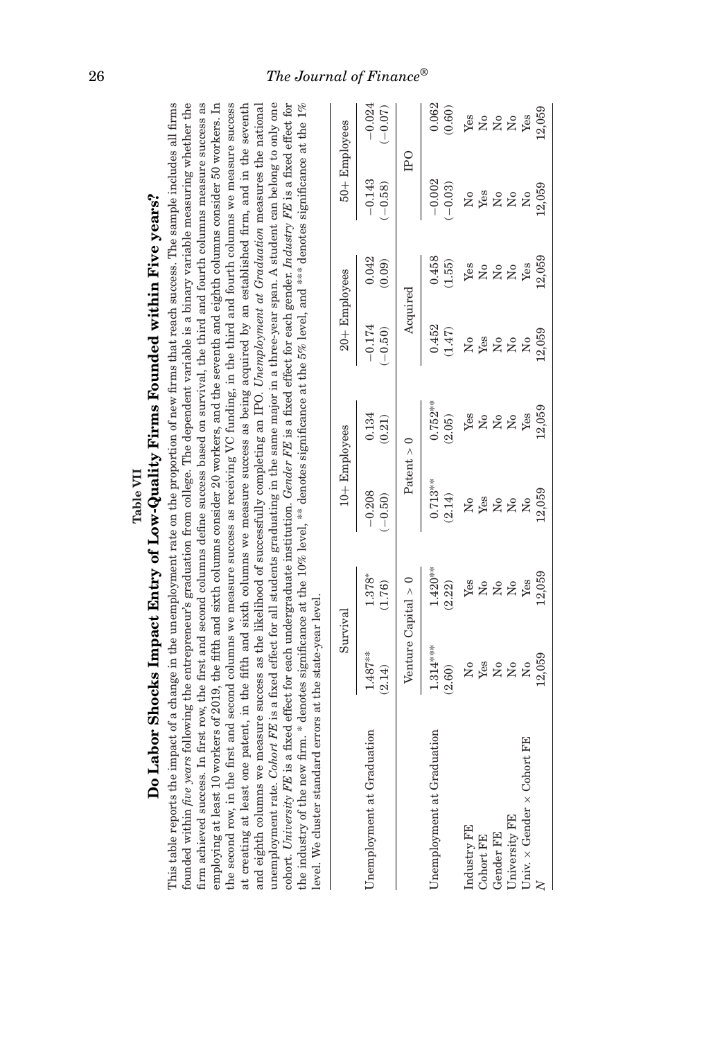**Table VII**

**Do Labor Shocks Impact Entry of Low-Quality Firms Founded within Five years?**

This table reports the impact of a change in the unemployment rate on the proportion of new firms that reach success. The sample includes all firms founded within *five years* following the entrepreneur's graduation from college. The dependent variable is a binary variable measuring whether the firm achieved success. In first row, the first and second columns define success based on survival, the third and fourth columns measure success as employing at least 10 workers of 2019, the fifth and sixth columns consider 20 workers, and the seventh and eighth columns consider 50 workers. In the second row, in the first and second columns we measure success as receiving VC funding, in the third and fourth columns we measure success at creating at least one patent, in the fifth and sixth columns we measure success as being acquired by an established firm, and in the seventh and eighth columns we measure success as the likelihood of successfully completing an IPO. *Unemployment at Graduation* measures the national unemployment rate. *Cohort FE* is a fixed effect for all students graduating in the same major in a three-year span. A student can belong to only one cohort. *University FE* is a fixed effect for each undergraduate institution. *Gender FE* is a fixed effect for each gender. *Industry FE* is a fixed effect for the industry of the new firm. * denotes significance at the 10% level, ** denotes significance at the 5% level, and *** denotes significance at the 1% level. We cluster standard errors at the state-year level.

| | Survival | | 10+ Employees | | 20+ Employees | | 50+ Employees | |
|---|---|---|---|---|---|---|---|---|
| Unemployment at Graduation | 1.487** | 1.378* | −0.208 | 0.134 | −0.174 | 0.042 | −0.143 | −0.024 |
| | (2.14) | (1.76) | (−0.50) | (0.21) | (−0.50) | (0.09) | (−0.58) | (−0.07) |
| | Venture Capital > 0 | | Patent > 0 | | Acquired | | IPO | |
| Unemployment at Graduation | 1.314*** | 1.420** | 0.713** | 0.752** | 0.452 | 0.458 | −0.002 | 0.062 |
| | (2.60) | (2.22) | (2.14) | (2.05) | (1.47) | (1.55) | (−0.03) | (0.60) |
| Industry FE | No | Yes | No | Yes | No | Yes | No | Yes |
| Cohort FE | Yes | No | Yes | No | Yes | No | Yes | No |
| Gender FE | No | No | No | No | No | No | No | No |
| University FE | No | No | No | No | No | No | No | No |
| Univ. × Gender × Cohort FE | No | Yes | No | Yes | No | Yes | No | Yes |
| *N* | 12,059 | 12,059 | 12,059 | 12,059 | 12,059 | 12,059 | 12,059 | 12,059 |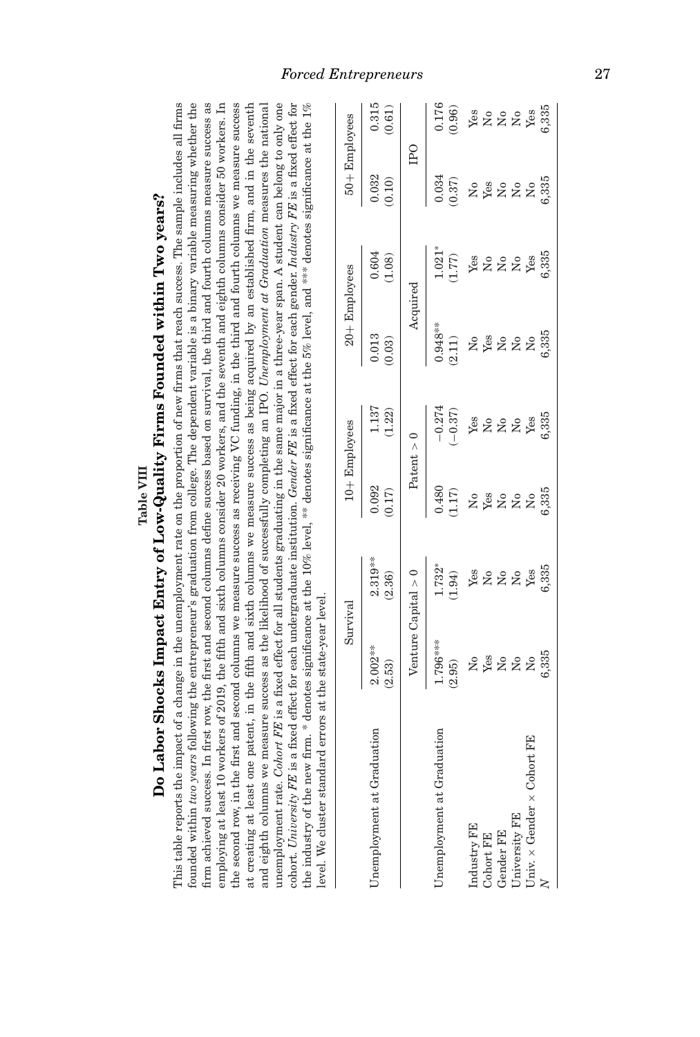**Table VIII**

**Do Labor Shocks Impact Entry of Low-Quality Firms Founded within Two years?**

This table reports the impact of a change in the unemployment rate on the proportion of new firms that reach success. The sample includes all firms founded within *two years* following the entrepreneur's graduation from college. The dependent variable is a binary variable measuring whether the firm achieved success. In first row, the first and second columns define success based on survival, the third and fourth columns measure success as employing at least 10 workers of 2019, the fifth and sixth columns consider 20 workers, and the seventh and eighth columns consider 50 workers. In the second row, in the first and second columns we measure success as receiving VC funding, in the third and fourth columns we measure success at creating at least one patent, in the fifth and sixth columns we measure success as being acquired by an established firm, and in the seventh and eighth columns we measure success as the likelihood of successfully completing an IPO. *Unemployment at Graduation* measures the national unemployment rate. *Cohort FE* is a fixed effect for all students graduating in the same major in a three-year span. A student can belong to only one cohort. *University FE* is a fixed effect for each undergraduate institution. *Gender FE* is a fixed effect for each gender. *Industry FE* is a fixed effect for the industry of the new firm. * denotes significance at the 10% level, ** denotes significance at the 5% level, and *** denotes significance at the 1% level. We cluster standard errors at the state-year level.

| | Survival | | 10+ Employees | | 20+ Employees | | 50+ Employees | |
|---|---|---|---|---|---|---|---|---|
| Unemployment at Graduation | 2.002** | 2.319** | 0.092 | 1.137 | 0.013 | 0.604 | 0.032 | 0.315 |
| | (2.53) | (2.36) | (0.17) | (1.22) | (0.03) | (1.08) | (0.10) | (0.61) |
| | Venture Capital > 0 | | Patent > 0 | | Acquired | | IPO | |
| Unemployment at Graduation | 1.796*** | 1.732* | 0.480 | −0.274 | 0.948** | 1.021* | 0.034 | 0.176 |
| | (2.95) | (1.94) | (1.17) | (−0.37) | (2.11) | (1.77) | (0.37) | (0.96) |
| Industry FE | No | Yes | No | Yes | No | Yes | No | Yes |
| Cohort FE | Yes | No | Yes | No | Yes | No | Yes | No |
| Gender FE | No | No | No | No | No | No | No | No |
| University FE | No | No | No | No | No | No | No | No |
| Univ. × Gender × Cohort FE | No | Yes | No | Yes | No | Yes | No | Yes |
| $N$ | 6,335 | 6,335 | 6,335 | 6,335 | 6,335 | 6,335 | 6,335 | 6,335 |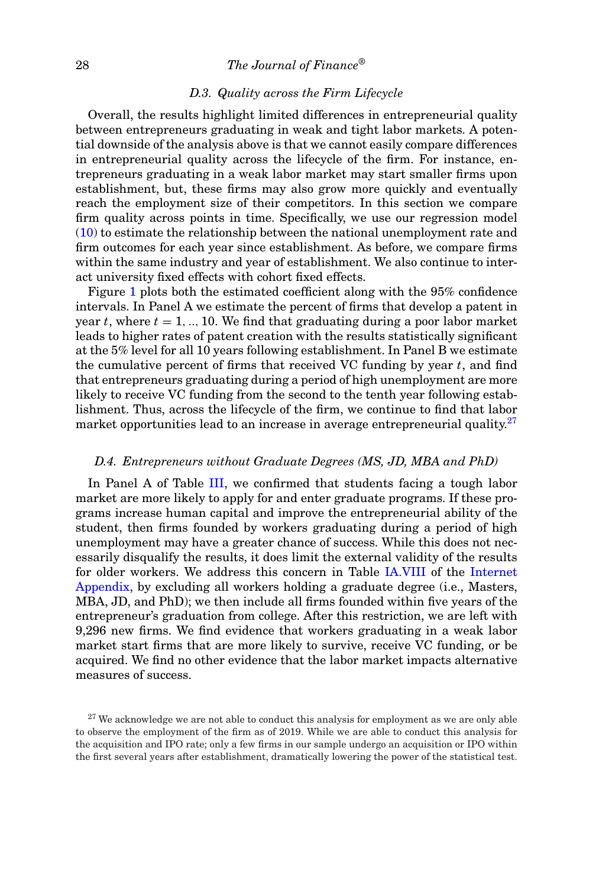### D.3. Quality across the Firm Lifecycle

Overall, the results highlight limited differences in entrepreneurial quality between entrepreneurs graduating in weak and tight labor markets. A potential downside of the analysis above is that we cannot easily compare differences in entrepreneurial quality across the lifecycle of the firm. For instance, entrepreneurs graduating in a weak labor market may start smaller firms upon establishment, but, these firms may also grow more quickly and eventually reach the employment size of their competitors. In this section we compare firm quality across points in time. Specifically, we use our regression model (10) to estimate the relationship between the national unemployment rate and firm outcomes for each year since establishment. As before, we compare firms within the same industry and year of establishment. We also continue to interact university fixed effects with cohort fixed effects.

Figure 1 plots both the estimated coefficient along with the 95% confidence intervals. In Panel A we estimate the percent of firms that develop a patent in year $t$, where $t = 1, .., 10$. We find that graduating during a poor labor market leads to higher rates of patent creation with the results statistically significant at the 5% level for all 10 years following establishment. In Panel B we estimate the cumulative percent of firms that received VC funding by year $t$, and find that entrepreneurs graduating during a period of high unemployment are more likely to receive VC funding from the second to the tenth year following establishment. Thus, across the lifecycle of the firm, we continue to find that labor market opportunities lead to an increase in average entrepreneurial quality.[27]

### D.4. Entrepreneurs without Graduate Degrees (MS, JD, MBA and PhD)

In Panel A of Table III, we confirmed that students facing a tough labor market are more likely to apply for and enter graduate programs. If these programs increase human capital and improve the entrepreneurial ability of the student, then firms founded by workers graduating during a period of high unemployment may have a greater chance of success. While this does not necessarily disqualify the results, it does limit the external validity of the results for older workers. We address this concern in Table IA.VIII of the Internet Appendix, by excluding all workers holding a graduate degree (i.e., Masters, MBA, JD, and PhD); we then include all firms founded within five years of the entrepreneur's graduation from college. After this restriction, we are left with 9,296 new firms. We find evidence that workers graduating in a weak labor market start firms that are more likely to survive, receive VC funding, or be acquired. We find no other evidence that the labor market impacts alternative measures of success.

[27] We acknowledge we are not able to conduct this analysis for employment as we are only able to observe the employment of the firm as of 2019. While we are able to conduct this analysis for the acquisition and IPO rate; only a few firms in our sample undergo an acquisition or IPO within the first several years after establishment, dramatically lowering the power of the statistical test.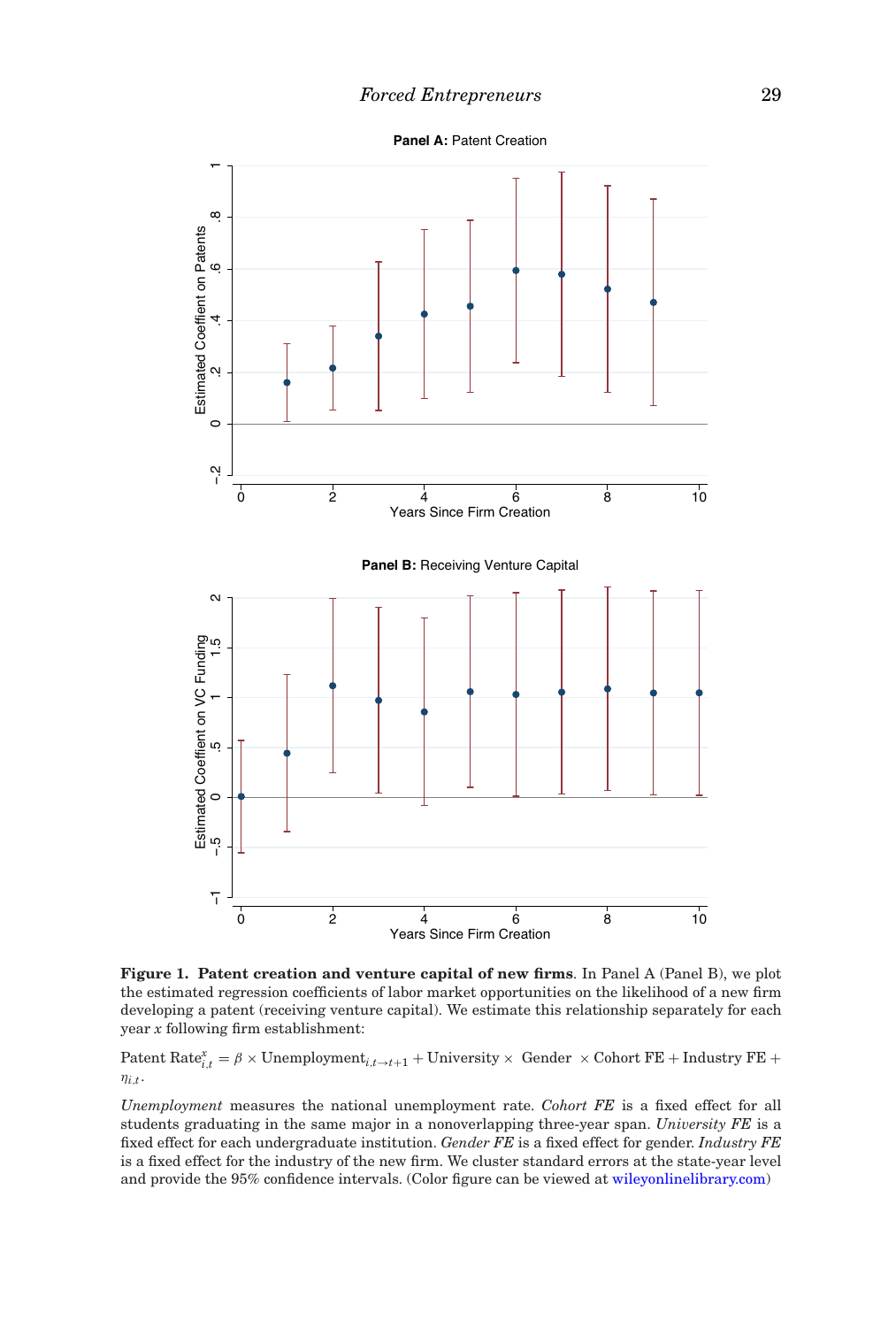**Panel A:** Patent Creation

**Panel B:** Receiving Venture Capital

**Figure 1. Patent creation and venture capital of new firms**. In Panel A (Panel B), we plot the estimated regression coefficients of labor market opportunities on the likelihood of a new firm developing a patent (receiving venture capital). We estimate this relationship separately for each year *x* following firm establishment:

$$\text{Patent Rate}^{x}_{i,t} = \beta \times \text{Unemployment}_{i,t\rightarrow t+1} + \text{University} \times \text{ Gender } \times \text{Cohort FE} + \text{Industry FE} + \eta_{i,t}.$$

*Unemployment* measures the national unemployment rate. *Cohort FE* is a fixed effect for all students graduating in the same major in a nonoverlapping three-year span. *University FE* is a fixed effect for each undergraduate institution. *Gender FE* is a fixed effect for gender. *Industry FE* is a fixed effect for the industry of the new firm. We cluster standard errors at the state-year level and provide the 95% confidence intervals. (Color figure can be viewed at wileyonlinelibrary.com)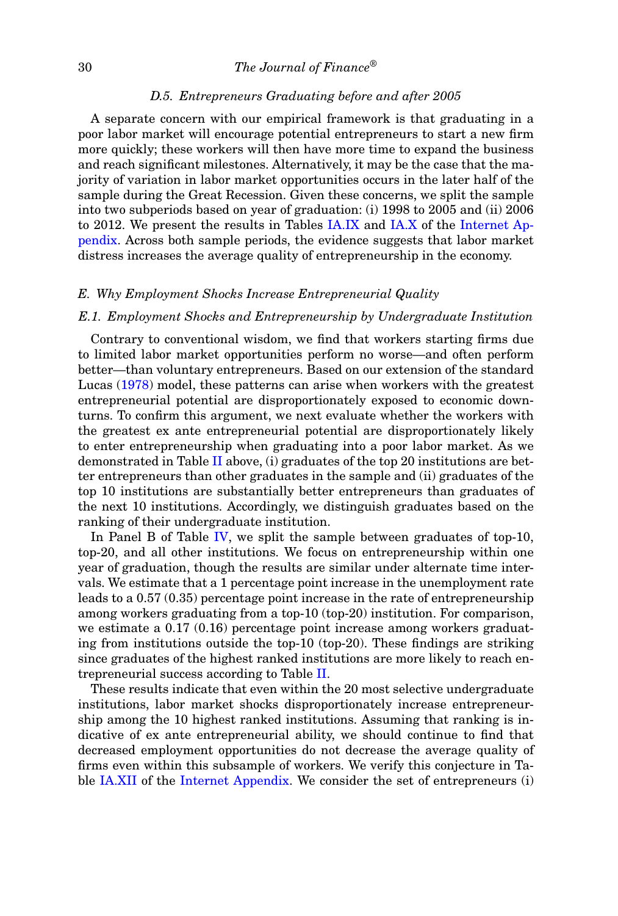### *D.5. Entrepreneurs Graduating before and after 2005*

A separate concern with our empirical framework is that graduating in a poor labor market will encourage potential entrepreneurs to start a new firm more quickly; these workers will then have more time to expand the business and reach significant milestones. Alternatively, it may be the case that the majority of variation in labor market opportunities occurs in the later half of the sample during the Great Recession. Given these concerns, we split the sample into two subperiods based on year of graduation: (i) 1998 to 2005 and (ii) 2006 to 2012. We present the results in Tables IA.IX and IA.X of the Internet Appendix. Across both sample periods, the evidence suggests that labor market distress increases the average quality of entrepreneurship in the economy.

## *E. Why Employment Shocks Increase Entrepreneurial Quality*

### *E.1. Employment Shocks and Entrepreneurship by Undergraduate Institution*

Contrary to conventional wisdom, we find that workers starting firms due to limited labor market opportunities perform no worse—and often perform better—than voluntary entrepreneurs. Based on our extension of the standard Lucas (1978) model, these patterns can arise when workers with the greatest entrepreneurial potential are disproportionately exposed to economic downturns. To confirm this argument, we next evaluate whether the workers with the greatest ex ante entrepreneurial potential are disproportionately likely to enter entrepreneurship when graduating into a poor labor market. As we demonstrated in Table II above, (i) graduates of the top 20 institutions are better entrepreneurs than other graduates in the sample and (ii) graduates of the top 10 institutions are substantially better entrepreneurs than graduates of the next 10 institutions. Accordingly, we distinguish graduates based on the ranking of their undergraduate institution.

In Panel B of Table IV, we split the sample between graduates of top-10, top-20, and all other institutions. We focus on entrepreneurship within one year of graduation, though the results are similar under alternate time intervals. We estimate that a 1 percentage point increase in the unemployment rate leads to a 0.57 (0.35) percentage point increase in the rate of entrepreneurship among workers graduating from a top-10 (top-20) institution. For comparison, we estimate a 0.17 (0.16) percentage point increase among workers graduating from institutions outside the top-10 (top-20). These findings are striking since graduates of the highest ranked institutions are more likely to reach entrepreneurial success according to Table II.

These results indicate that even within the 20 most selective undergraduate institutions, labor market shocks disproportionately increase entrepreneurship among the 10 highest ranked institutions. Assuming that ranking is indicative of ex ante entrepreneurial ability, we should continue to find that decreased employment opportunities do not decrease the average quality of firms even within this subsample of workers. We verify this conjecture in Table IA.XII of the Internet Appendix. We consider the set of entrepreneurs (i)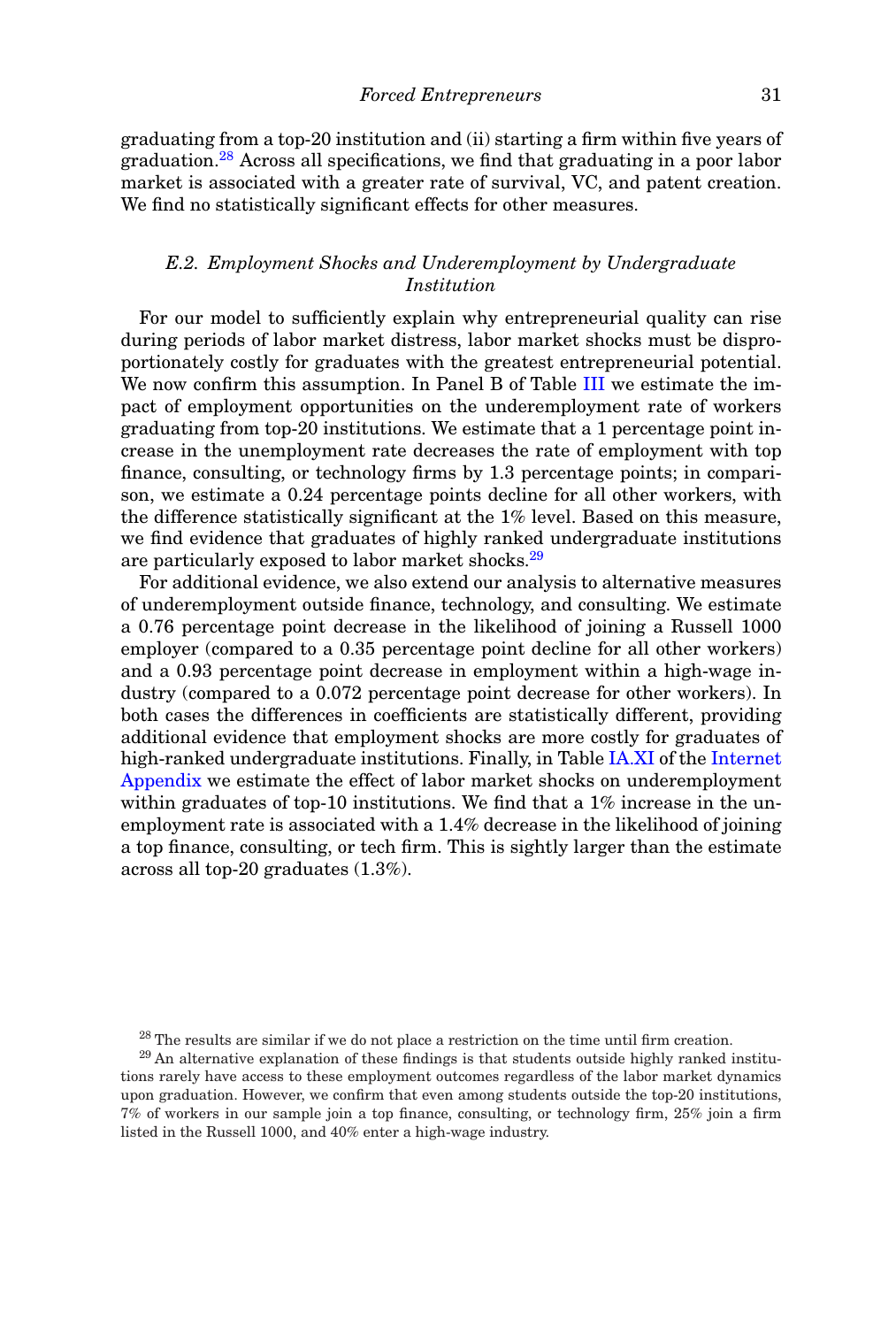graduating from a top-20 institution and (ii) starting a firm within five years of graduation.[28] Across all specifications, we find that graduating in a poor labor market is associated with a greater rate of survival, VC, and patent creation. We find no statistically significant effects for other measures.

### *E.2. Employment Shocks and Underemployment by Undergraduate Institution*

For our model to sufficiently explain why entrepreneurial quality can rise during periods of labor market distress, labor market shocks must be disproportionately costly for graduates with the greatest entrepreneurial potential. We now confirm this assumption. In Panel B of Table III we estimate the impact of employment opportunities on the underemployment rate of workers graduating from top-20 institutions. We estimate that a 1 percentage point increase in the unemployment rate decreases the rate of employment with top finance, consulting, or technology firms by 1.3 percentage points; in comparison, we estimate a 0.24 percentage points decline for all other workers, with the difference statistically significant at the 1% level. Based on this measure, we find evidence that graduates of highly ranked undergraduate institutions are particularly exposed to labor market shocks.[29]

For additional evidence, we also extend our analysis to alternative measures of underemployment outside finance, technology, and consulting. We estimate a 0.76 percentage point decrease in the likelihood of joining a Russell 1000 employer (compared to a 0.35 percentage point decline for all other workers) and a 0.93 percentage point decrease in employment within a high-wage industry (compared to a 0.072 percentage point decrease for other workers). In both cases the differences in coefficients are statistically different, providing additional evidence that employment shocks are more costly for graduates of high-ranked undergraduate institutions. Finally, in Table IA.XI of the Internet Appendix we estimate the effect of labor market shocks on underemployment within graduates of top-10 institutions. We find that a 1% increase in the unemployment rate is associated with a 1.4% decrease in the likelihood of joining a top finance, consulting, or tech firm. This is sightly larger than the estimate across all top-20 graduates (1.3%).

[28] The results are similar if we do not place a restriction on the time until firm creation.

[29] An alternative explanation of these findings is that students outside highly ranked institutions rarely have access to these employment outcomes regardless of the labor market dynamics upon graduation. However, we confirm that even among students outside the top-20 institutions, 7% of workers in our sample join a top finance, consulting, or technology firm, 25% join a firm listed in the Russell 1000, and 40% enter a high-wage industry.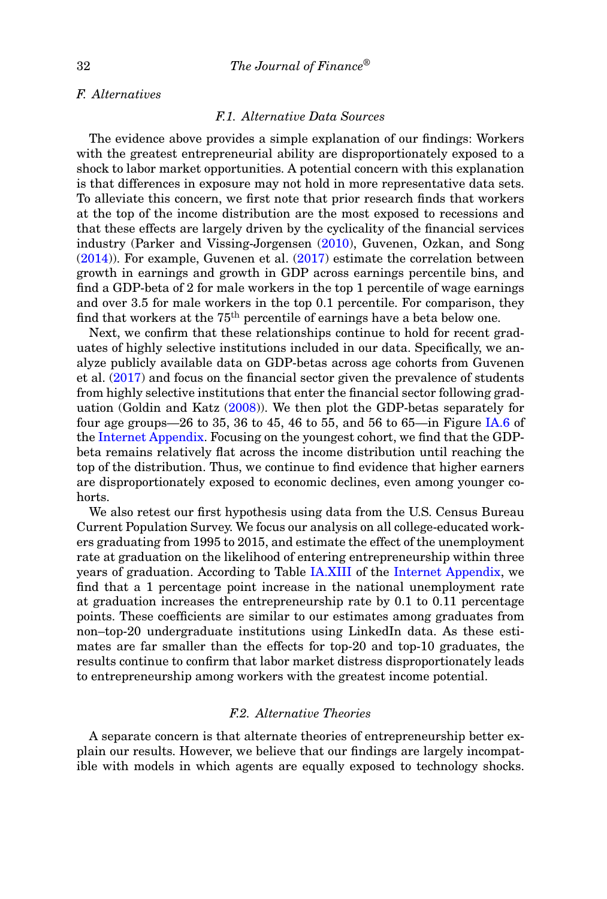## F. Alternatives

### F.1. Alternative Data Sources

The evidence above provides a simple explanation of our findings: Workers with the greatest entrepreneurial ability are disproportionately exposed to a shock to labor market opportunities. A potential concern with this explanation is that differences in exposure may not hold in more representative data sets. To alleviate this concern, we first note that prior research finds that workers at the top of the income distribution are the most exposed to recessions and that these effects are largely driven by the cyclicality of the financial services industry (Parker and Vissing-Jorgensen (2010), Guvenen, Ozkan, and Song (2014)). For example, Guvenen et al. (2017) estimate the correlation between growth in earnings and growth in GDP across earnings percentile bins, and find a GDP-beta of 2 for male workers in the top 1 percentile of wage earnings and over 3.5 for male workers in the top 0.1 percentile. For comparison, they find that workers at the 75$^{\text{th}}$ percentile of earnings have a beta below one.

Next, we confirm that these relationships continue to hold for recent graduates of highly selective institutions included in our data. Specifically, we analyze publicly available data on GDP-betas across age cohorts from Guvenen et al. (2017) and focus on the financial sector given the prevalence of students from highly selective institutions that enter the financial sector following graduation (Goldin and Katz (2008)). We then plot the GDP-betas separately for four age groups—26 to 35, 36 to 45, 46 to 55, and 56 to 65—in Figure IA.6 of the Internet Appendix. Focusing on the youngest cohort, we find that the GDP-beta remains relatively flat across the income distribution until reaching the top of the distribution. Thus, we continue to find evidence that higher earners are disproportionately exposed to economic declines, even among younger cohorts.

We also retest our first hypothesis using data from the U.S. Census Bureau Current Population Survey. We focus our analysis on all college-educated workers graduating from 1995 to 2015, and estimate the effect of the unemployment rate at graduation on the likelihood of entering entrepreneurship within three years of graduation. According to Table IA.XIII of the Internet Appendix, we find that a 1 percentage point increase in the national unemployment rate at graduation increases the entrepreneurship rate by 0.1 to 0.11 percentage points. These coefficients are similar to our estimates among graduates from non–top-20 undergraduate institutions using LinkedIn data. As these estimates are far smaller than the effects for top-20 and top-10 graduates, the results continue to confirm that labor market distress disproportionately leads to entrepreneurship among workers with the greatest income potential.

### F.2. Alternative Theories

A separate concern is that alternate theories of entrepreneurship better explain our results. However, we believe that our findings are largely incompatible with models in which agents are equally exposed to technology shocks.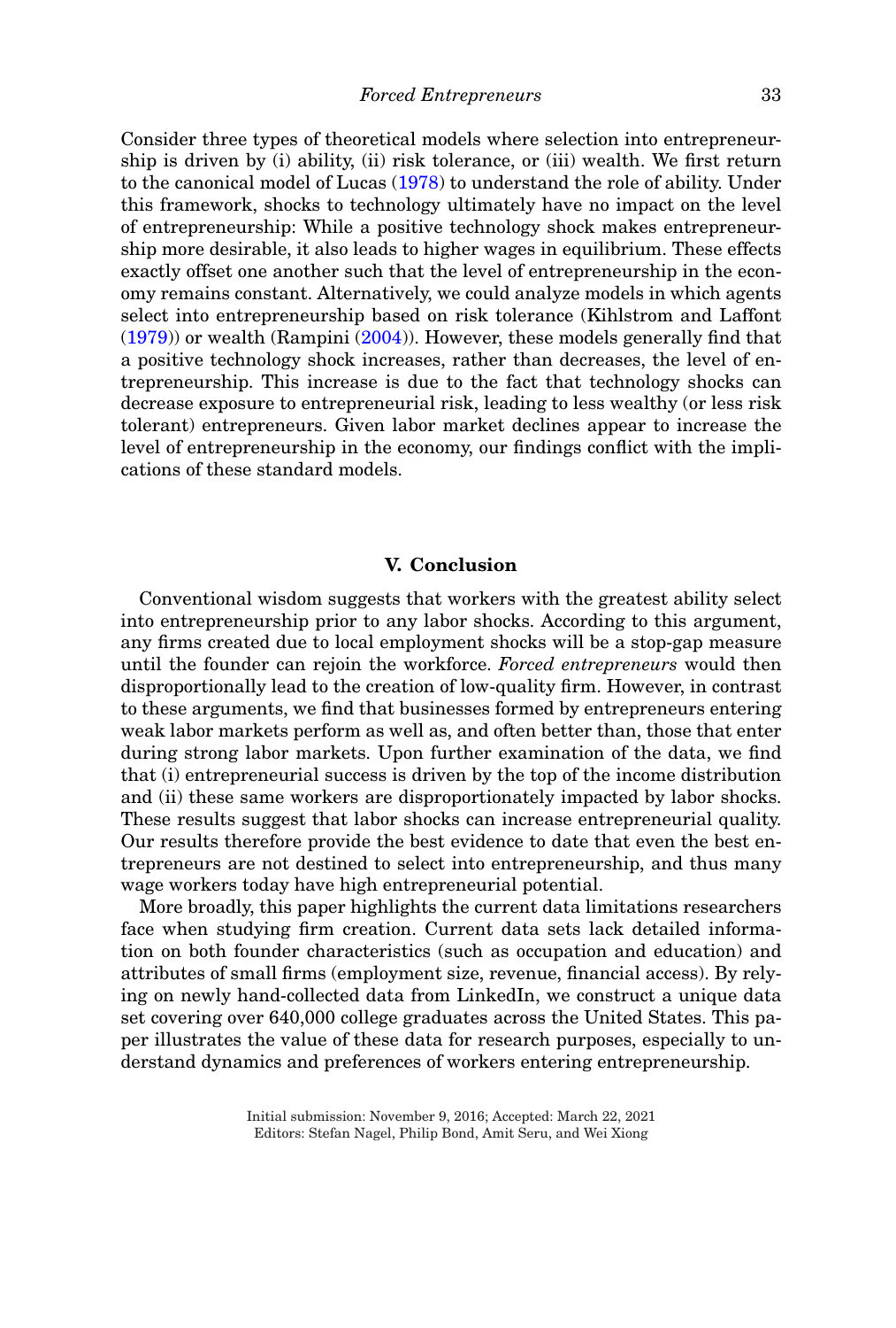Consider three types of theoretical models where selection into entrepreneurship is driven by (i) ability, (ii) risk tolerance, or (iii) wealth. We first return to the canonical model of Lucas (1978) to understand the role of ability. Under this framework, shocks to technology ultimately have no impact on the level of entrepreneurship: While a positive technology shock makes entrepreneurship more desirable, it also leads to higher wages in equilibrium. These effects exactly offset one another such that the level of entrepreneurship in the economy remains constant. Alternatively, we could analyze models in which agents select into entrepreneurship based on risk tolerance (Kihlstrom and Laffont (1979)) or wealth (Rampini (2004)). However, these models generally find that a positive technology shock increases, rather than decreases, the level of entrepreneurship. This increase is due to the fact that technology shocks can decrease exposure to entrepreneurial risk, leading to less wealthy (or less risk tolerant) entrepreneurs. Given labor market declines appear to increase the level of entrepreneurship in the economy, our findings conflict with the implications of these standard models.

## V. Conclusion

Conventional wisdom suggests that workers with the greatest ability select into entrepreneurship prior to any labor shocks. According to this argument, any firms created due to local employment shocks will be a stop-gap measure until the founder can rejoin the workforce. *Forced entrepreneurs* would then disproportionally lead to the creation of low-quality firm. However, in contrast to these arguments, we find that businesses formed by entrepreneurs entering weak labor markets perform as well as, and often better than, those that enter during strong labor markets. Upon further examination of the data, we find that (i) entrepreneurial success is driven by the top of the income distribution and (ii) these same workers are disproportionately impacted by labor shocks. These results suggest that labor shocks can increase entrepreneurial quality. Our results therefore provide the best evidence to date that even the best entrepreneurs are not destined to select into entrepreneurship, and thus many wage workers today have high entrepreneurial potential.

More broadly, this paper highlights the current data limitations researchers face when studying firm creation. Current data sets lack detailed information on both founder characteristics (such as occupation and education) and attributes of small firms (employment size, revenue, financial access). By relying on newly hand-collected data from LinkedIn, we construct a unique data set covering over 640,000 college graduates across the United States. This paper illustrates the value of these data for research purposes, especially to understand dynamics and preferences of workers entering entrepreneurship.

Initial submission: November 9, 2016; Accepted: March 22, 2021
Editors: Stefan Nagel, Philip Bond, Amit Seru, and Wei Xiong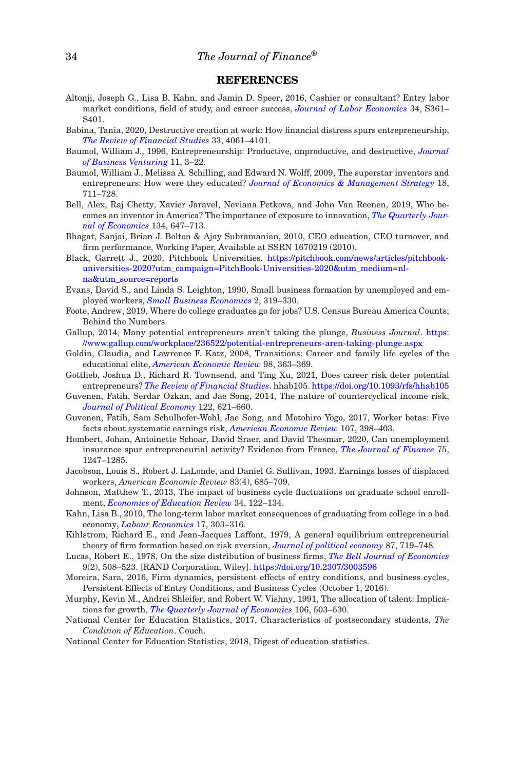## REFERENCES

Altonji, Joseph G., Lisa B. Kahn, and Jamin D. Speer, 2016, Cashier or consultant? Entry labor market conditions, field of study, and career success, *Journal of Labor Economics* 34, S361–S401.

Babina, Tania, 2020, Destructive creation at work: How financial distress spurs entrepreneurship, *The Review of Financial Studies* 33, 4061–4101.

Baumol, William J., 1996, Entrepreneurship: Productive, unproductive, and destructive, *Journal of Business Venturing* 11, 3–22.

Baumol, William J., Melissa A. Schilling, and Edward N. Wolff, 2009, The superstar inventors and entrepreneurs: How were they educated? *Journal of Economics & Management Strategy* 18, 711–728.

Bell, Alex, Raj Chetty, Xavier Jaravel, Neviana Petkova, and John Van Reenen, 2019, Who becomes an inventor in America? The importance of exposure to innovation, *The Quarterly Journal of Economics* 134, 647–713.

Bhagat, Sanjai, Brian J. Bolton & Ajay Subramanian, 2010, CEO education, CEO turnover, and firm performance, Working Paper, Available at SSRN 1670219 (2010).

Black, Garrett J., 2020, Pitchbook Universities. https://pitchbook.com/news/articles/pitchbook-universities-2020?utm_campaign=PitchBook-Universities-2020&utm_medium=nl-na&utm_source=reports

Evans, David S., and Linda S. Leighton, 1990, Small business formation by unemployed and employed workers, *Small Business Economics* 2, 319–330.

Foote, Andrew, 2019, Where do college graduates go for jobs? U.S. Census Bureau America Counts; Behind the Numbers.

Gallup, 2014, Many potential entrepreneurs aren't taking the plunge, *Business Journal*. https://www.gallup.com/workplace/236522/potential-entrepreneurs-aren-taking-plunge.aspx

Goldin, Claudia, and Lawrence F. Katz, 2008, Transitions: Career and family life cycles of the educational elite, *American Economic Review* 98, 363–369.

Gottlieb, Joshua D., Richard R. Townsend, and Ting Xu, 2021, Does career risk deter potential entrepreneurs? *The Review of Financial Studies*. hhab105. https://doi.org/10.1093/rfs/hhab105

Guvenen, Fatih, Serdar Ozkan, and Jae Song, 2014, The nature of countercyclical income risk, *Journal of Political Economy* 122, 621–660.

Guvenen, Fatih, Sam Schulhofer-Wohl, Jae Song, and Motohiro Yogo, 2017, Worker betas: Five facts about systematic earnings risk, *American Economic Review* 107, 398–403.

Hombert, Johan, Antoinette Schoar, David Sraer, and David Thesmar, 2020, Can unemployment insurance spur entrepreneurial activity? Evidence from France, *The Journal of Finance* 75, 1247–1285.

Jacobson, Louis S., Robert J. LaLonde, and Daniel G. Sullivan, 1993, Earnings losses of displaced workers, *American Economic Review* 83(4), 685–709.

Johnson, Matthew T., 2013, The impact of business cycle fluctuations on graduate school enrollment, *Economics of Education Review* 34, 122–134.

Kahn, Lisa B., 2010, The long-term labor market consequences of graduating from college in a bad economy, *Labour Economics* 17, 303–316.

Kihlstrom, Richard E., and Jean-Jacques Laffont, 1979, A general equilibrium entrepreneurial theory of firm formation based on risk aversion, *Journal of political economy* 87, 719–748.

Lucas, Robert E., 1978, On the size distribution of business firms, *The Bell Journal of Economics* 9(2), 508–523. [RAND Corporation, Wiley]. https://doi.org/10.2307/3003596

Moreira, Sara, 2016, Firm dynamics, persistent effects of entry conditions, and business cycles, Persistent Effects of Entry Conditions, and Business Cycles (October 1, 2016).

Murphy, Kevin M., Andrei Shleifer, and Robert W. Vishny, 1991, The allocation of talent: Implications for growth, *The Quarterly Journal of Economics* 106, 503–530.

National Center for Education Statistics, 2017, Characteristics of postsecondary students, *The Condition of Education*. Couch.

National Center for Education Statistics, 2018, Digest of education statistics.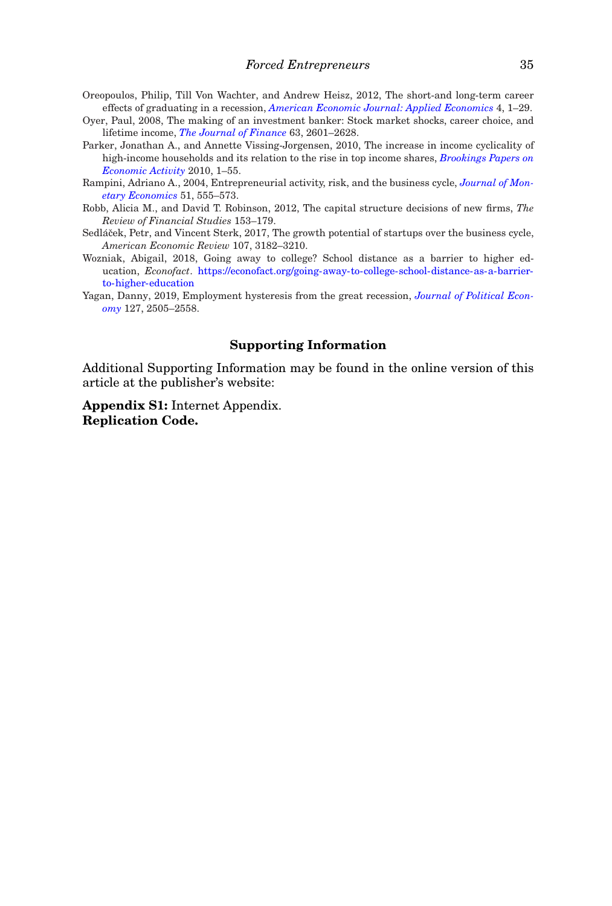Oreopoulos, Philip, Till Von Wachter, and Andrew Heisz, 2012, The short-and long-term career effects of graduating in a recession, *American Economic Journal: Applied Economics* 4, 1–29.

Oyer, Paul, 2008, The making of an investment banker: Stock market shocks, career choice, and lifetime income, *The Journal of Finance* 63, 2601–2628.

Parker, Jonathan A., and Annette Vissing-Jorgensen, 2010, The increase in income cyclicality of high-income households and its relation to the rise in top income shares, *Brookings Papers on Economic Activity* 2010, 1–55.

Rampini, Adriano A., 2004, Entrepreneurial activity, risk, and the business cycle, *Journal of Monetary Economics* 51, 555–573.

Robb, Alicia M., and David T. Robinson, 2012, The capital structure decisions of new firms, *The Review of Financial Studies* 153–179.

Sedláček, Petr, and Vincent Sterk, 2017, The growth potential of startups over the business cycle, *American Economic Review* 107, 3182–3210.

Wozniak, Abigail, 2018, Going away to college? School distance as a barrier to higher education, *Econofact*. https://econofact.org/going-away-to-college-school-distance-as-a-barrier-to-higher-education

Yagan, Danny, 2019, Employment hysteresis from the great recession, *Journal of Political Economy* 127, 2505–2558.

## Supporting Information

Additional Supporting Information may be found in the online version of this article at the publisher's website:

**Appendix S1:** Internet Appendix.
**Replication Code.**